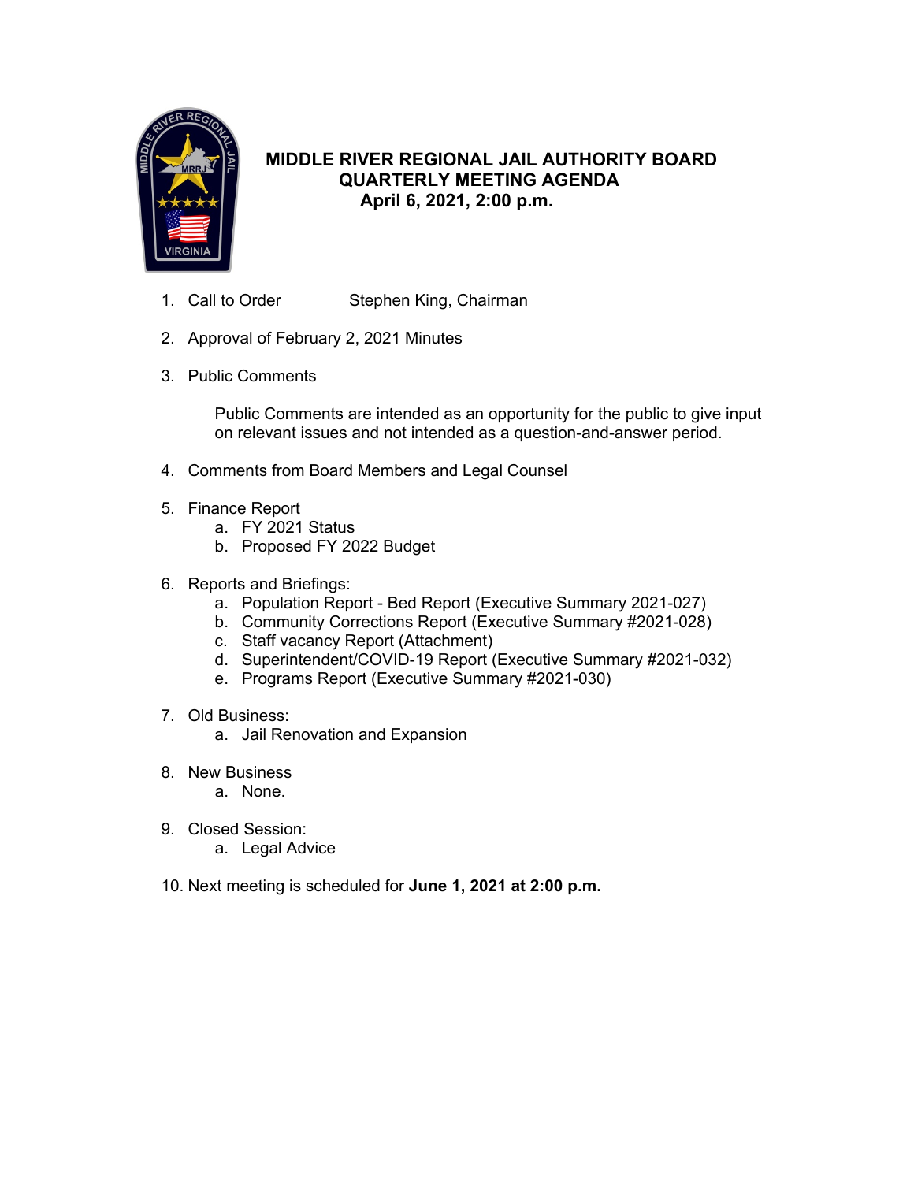# MIDDLE RIVER REGIONAL JAIL AUTHORITY BOARD
## QUARTERLY MEETING AGENDA
### April 6, 2021, 2:00 p.m.

1. Call to Order Stephen King, Chairman

2. Approval of February 2, 2021 Minutes

3. Public Comments

   Public Comments are intended as an opportunity for the public to give input on relevant issues and not intended as a question-and-answer period.

4. Comments from Board Members and Legal Counsel

5. Finance Report
   a. FY 2021 Status
   b. Proposed FY 2022 Budget

6. Reports and Briefings:
   a. Population Report - Bed Report (Executive Summary 2021-027)
   b. Community Corrections Report (Executive Summary #2021-028)
   c. Staff vacancy Report (Attachment)
   d. Superintendent/COVID-19 Report (Executive Summary #2021-032)
   e. Programs Report (Executive Summary #2021-030)

7. Old Business:
   a. Jail Renovation and Expansion

8. New Business
   a. None.

9. Closed Session:
   a. Legal Advice

10. Next meeting is scheduled for **June 1, 2021 at 2:00 p.m.**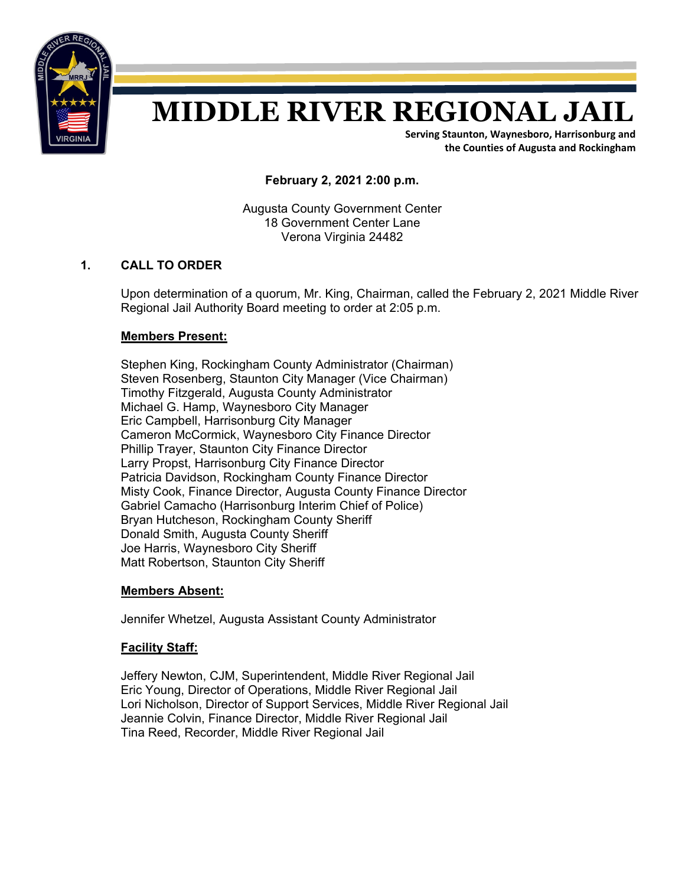# MIDDLE RIVER REGIONAL JAIL

**Serving Staunton, Waynesboro, Harrisonburg and the Counties of Augusta and Rockingham**

**February 2, 2021 2:00 p.m.**

Augusta County Government Center
18 Government Center Lane
Verona Virginia 24482

## 1. CALL TO ORDER

Upon determination of a quorum, Mr. King, Chairman, called the February 2, 2021 Middle River Regional Jail Authority Board meeting to order at 2:05 p.m.

**Members Present:**

Stephen King, Rockingham County Administrator (Chairman)
Steven Rosenberg, Staunton City Manager (Vice Chairman)
Timothy Fitzgerald, Augusta County Administrator
Michael G. Hamp, Waynesboro City Manager
Eric Campbell, Harrisonburg City Manager
Cameron McCormick, Waynesboro City Finance Director
Phillip Trayer, Staunton City Finance Director
Larry Propst, Harrisonburg City Finance Director
Patricia Davidson, Rockingham County Finance Director
Misty Cook, Finance Director, Augusta County Finance Director
Gabriel Camacho (Harrisonburg Interim Chief of Police)
Bryan Hutcheson, Rockingham County Sheriff
Donald Smith, Augusta County Sheriff
Joe Harris, Waynesboro City Sheriff
Matt Robertson, Staunton City Sheriff

**Members Absent:**

Jennifer Whetzel, Augusta Assistant County Administrator

**Facility Staff:**

Jeffery Newton, CJM, Superintendent, Middle River Regional Jail
Eric Young, Director of Operations, Middle River Regional Jail
Lori Nicholson, Director of Support Services, Middle River Regional Jail
Jeannie Colvin, Finance Director, Middle River Regional Jail
Tina Reed, Recorder, Middle River Regional Jail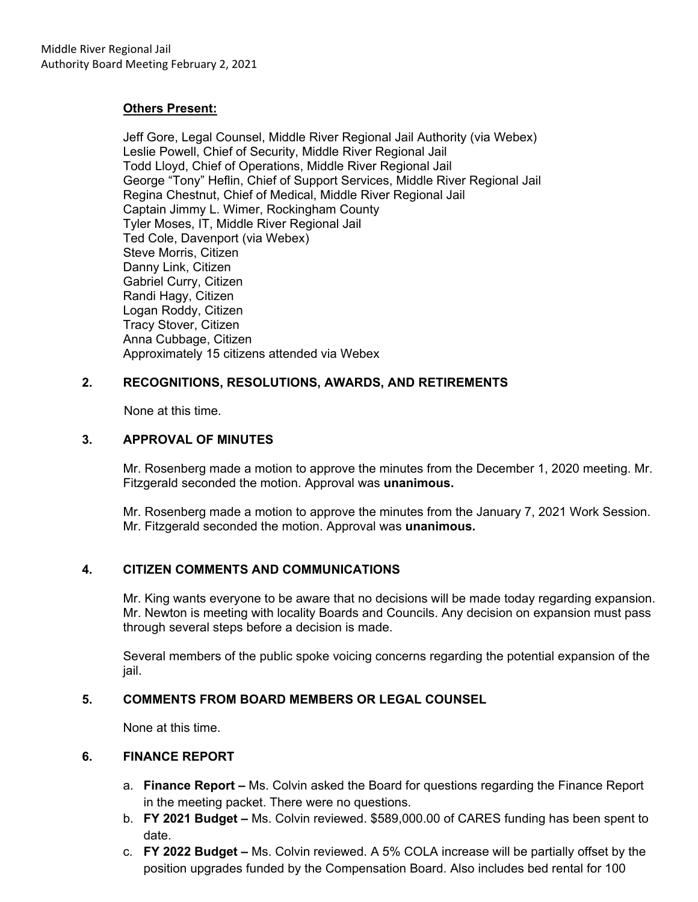**Others Present:**

Jeff Gore, Legal Counsel, Middle River Regional Jail Authority (via Webex)
Leslie Powell, Chief of Security, Middle River Regional Jail
Todd Lloyd, Chief of Operations, Middle River Regional Jail
George "Tony" Heflin, Chief of Support Services, Middle River Regional Jail
Regina Chestnut, Chief of Medical, Middle River Regional Jail
Captain Jimmy L. Wimer, Rockingham County
Tyler Moses, IT, Middle River Regional Jail
Ted Cole, Davenport (via Webex)
Steve Morris, Citizen
Danny Link, Citizen
Gabriel Curry, Citizen
Randi Hagy, Citizen
Logan Roddy, Citizen
Tracy Stover, Citizen
Anna Cubbage, Citizen
Approximately 15 citizens attended via Webex

## 2. RECOGNITIONS, RESOLUTIONS, AWARDS, AND RETIREMENTS

None at this time.

## 3. APPROVAL OF MINUTES

Mr. Rosenberg made a motion to approve the minutes from the December 1, 2020 meeting. Mr. Fitzgerald seconded the motion. Approval was **unanimous.**

Mr. Rosenberg made a motion to approve the minutes from the January 7, 2021 Work Session. Mr. Fitzgerald seconded the motion. Approval was **unanimous.**

## 4. CITIZEN COMMENTS AND COMMUNICATIONS

Mr. King wants everyone to be aware that no decisions will be made today regarding expansion. Mr. Newton is meeting with locality Boards and Councils. Any decision on expansion must pass through several steps before a decision is made.

Several members of the public spoke voicing concerns regarding the potential expansion of the jail.

## 5. COMMENTS FROM BOARD MEMBERS OR LEGAL COUNSEL

None at this time.

## 6. FINANCE REPORT

a. **Finance Report –** Ms. Colvin asked the Board for questions regarding the Finance Report in the meeting packet. There were no questions.
b. **FY 2021 Budget –** Ms. Colvin reviewed. $589,000.00 of CARES funding has been spent to date.
c. **FY 2022 Budget –** Ms. Colvin reviewed. A 5% COLA increase will be partially offset by the position upgrades funded by the Compensation Board. Also includes bed rental for 100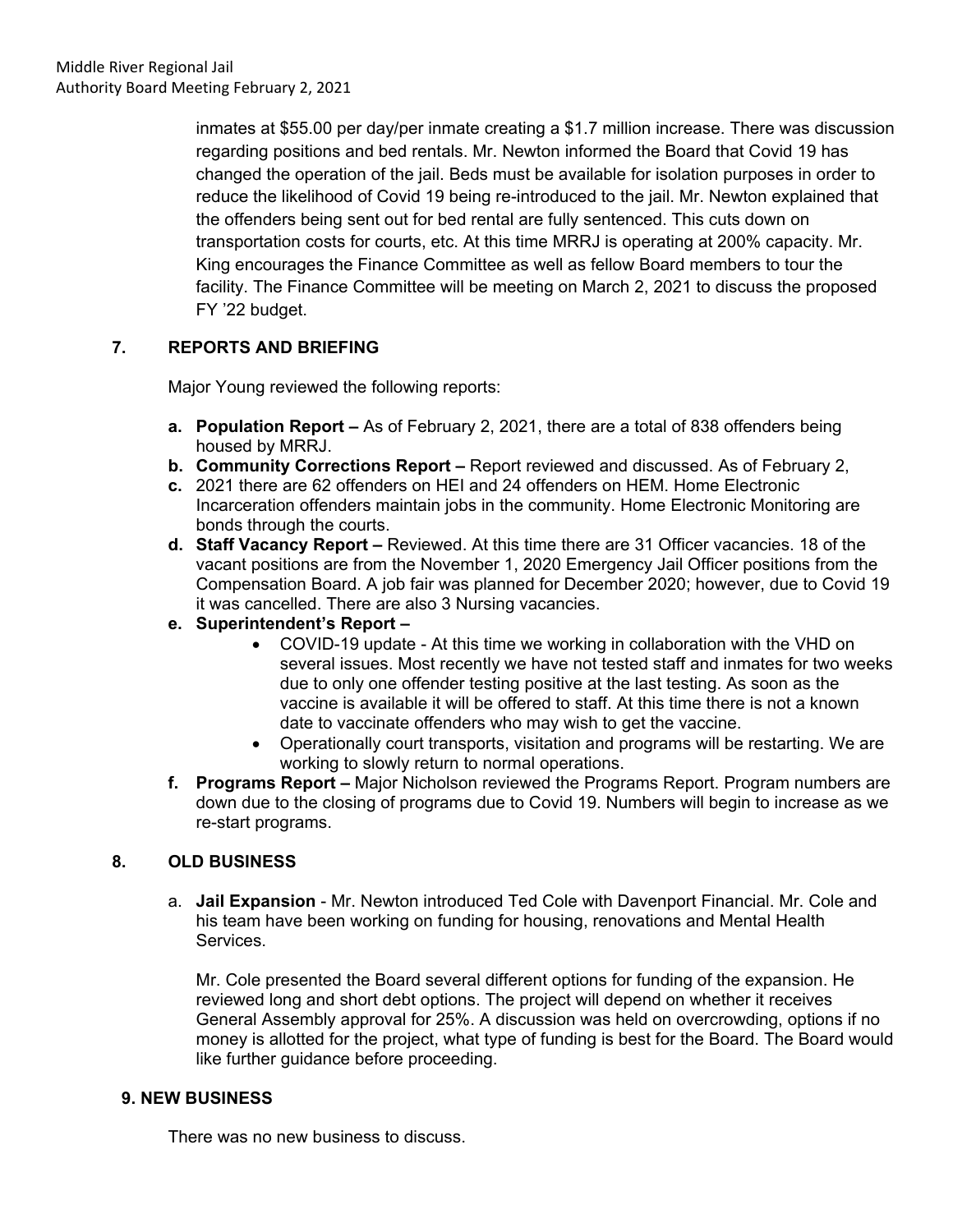inmates at $55.00 per day/per inmate creating a $1.7 million increase. There was discussion regarding positions and bed rentals. Mr. Newton informed the Board that Covid 19 has changed the operation of the jail. Beds must be available for isolation purposes in order to reduce the likelihood of Covid 19 being re-introduced to the jail. Mr. Newton explained that the offenders being sent out for bed rental are fully sentenced. This cuts down on transportation costs for courts, etc. At this time MRRJ is operating at 200% capacity. Mr. King encourages the Finance Committee as well as fellow Board members to tour the facility. The Finance Committee will be meeting on March 2, 2021 to discuss the proposed FY '22 budget.

## 7. REPORTS AND BRIEFING

Major Young reviewed the following reports:

- **a. Population Report –** As of February 2, 2021, there are a total of 838 offenders being housed by MRRJ.
- **b. Community Corrections Report –** Report reviewed and discussed. As of February 2,
- **c.** 2021 there are 62 offenders on HEI and 24 offenders on HEM. Home Electronic Incarceration offenders maintain jobs in the community. Home Electronic Monitoring are bonds through the courts.
- **d. Staff Vacancy Report –** Reviewed. At this time there are 31 Officer vacancies. 18 of the vacant positions are from the November 1, 2020 Emergency Jail Officer positions from the Compensation Board. A job fair was planned for December 2020; however, due to Covid 19 it was cancelled. There are also 3 Nursing vacancies.
- **e. Superintendent's Report –**
  - COVID-19 update - At this time we working in collaboration with the VHD on several issues. Most recently we have not tested staff and inmates for two weeks due to only one offender testing positive at the last testing. As soon as the vaccine is available it will be offered to staff. At this time there is not a known date to vaccinate offenders who may wish to get the vaccine.
  - Operationally court transports, visitation and programs will be restarting. We are working to slowly return to normal operations.
- **f. Programs Report –** Major Nicholson reviewed the Programs Report. Program numbers are down due to the closing of programs due to Covid 19. Numbers will begin to increase as we re-start programs.

## 8. OLD BUSINESS

a. **Jail Expansion** - Mr. Newton introduced Ted Cole with Davenport Financial. Mr. Cole and his team have been working on funding for housing, renovations and Mental Health Services.

Mr. Cole presented the Board several different options for funding of the expansion. He reviewed long and short debt options. The project will depend on whether it receives General Assembly approval for 25%. A discussion was held on overcrowding, options if no money is allotted for the project, what type of funding is best for the Board. The Board would like further guidance before proceeding.

## 9. NEW BUSINESS

There was no new business to discuss.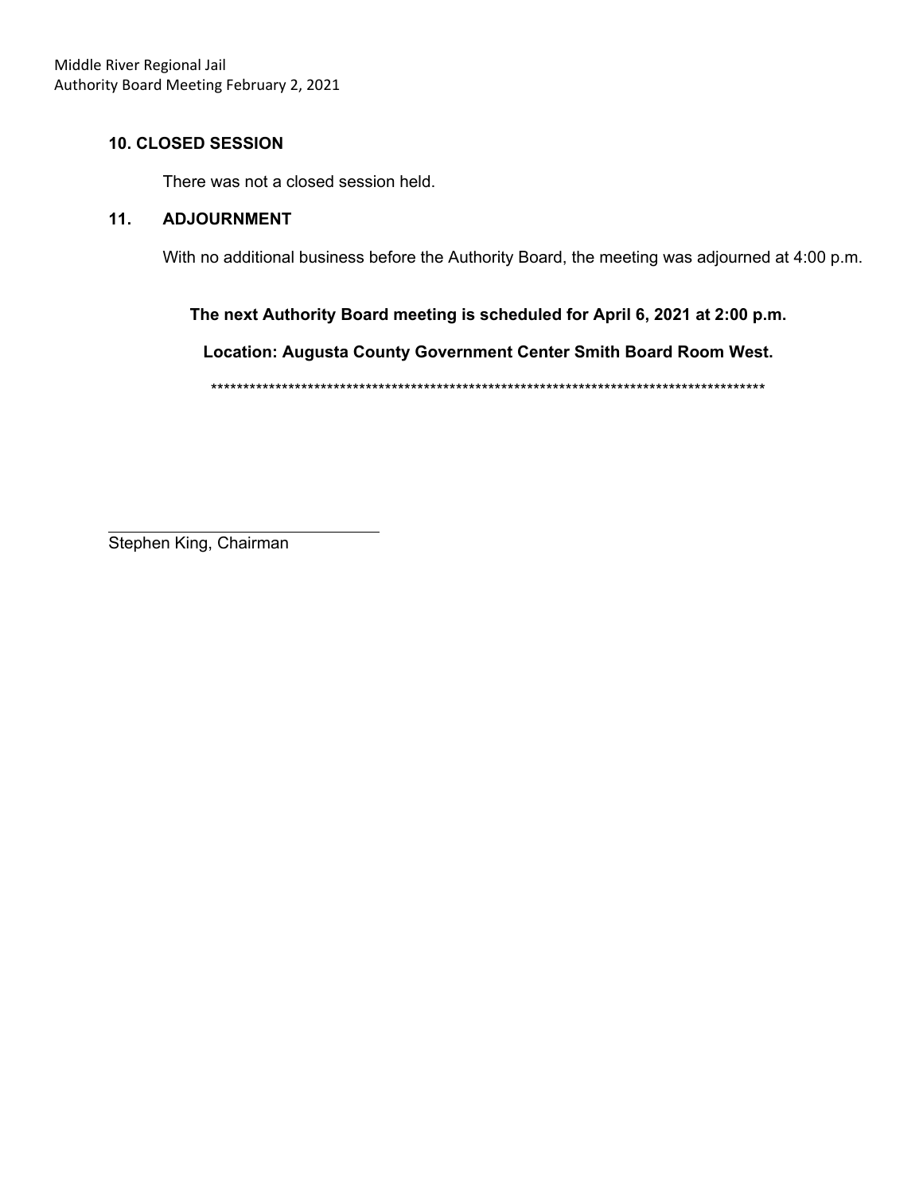## 10. CLOSED SESSION

There was not a closed session held.

## 11. ADJOURNMENT

With no additional business before the Authority Board, the meeting was adjourned at 4:00 p.m.

**The next Authority Board meeting is scheduled for April 6, 2021 at 2:00 p.m.**

**Location: Augusta County Government Center Smith Board Room West.**

****************************************************************************************

\_\_\_\_\_\_\_\_\_\_\_\_\_\_\_\_\_\_\_\_\_\_\_\_\_\_\_\_\_\_

Stephen King, Chairman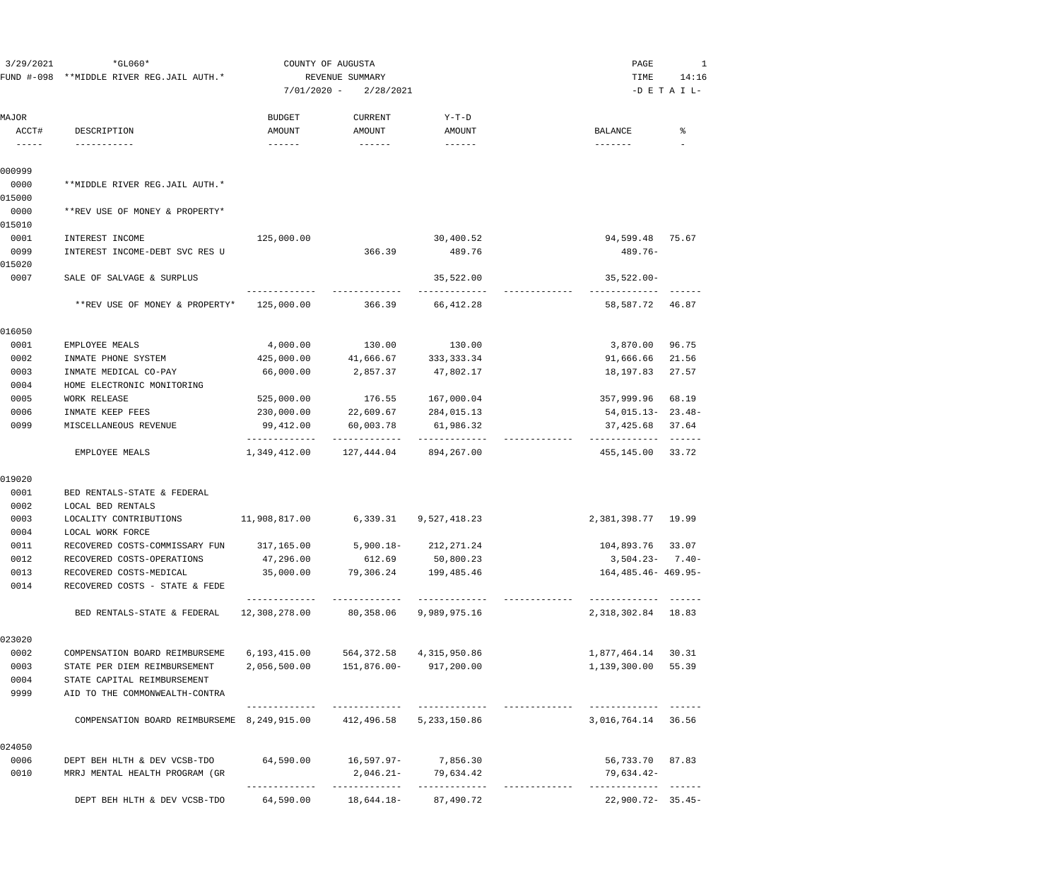3/29/2021 *GL060* COUNTY OF AUGUSTA

FUND #-098 **MIDDLE RIVER REG.JAIL AUTH.* REVENUE SUMMARY

7/01/2020 - 2/28/2021

-D E T A I L-

| MAJOR ACCT# | DESCRIPTION | BUDGET AMOUNT | CURRENT AMOUNT | Y-T-D AMOUNT | | BALANCE | % |
|---|---|---|---|---|---|---|---|
| 000999 | | | | | | | |
| 0000 | **MIDDLE RIVER REG.JAIL AUTH.* | | | | | | |
| 015000 | | | | | | | |
| 0000 | **REV USE OF MONEY & PROPERTY* | | | | | | |
| 015010 | | | | | | | |
| 0001 | INTEREST INCOME | 125,000.00 | | 30,400.52 | | 94,599.48 | 75.67 |
| 0099 | INTEREST INCOME-DEBT SVC RES U | | 366.39 | 489.76 | | 489.76- | |
| 015020 | | | | | | | |
| 0007 | SALE OF SALVAGE & SURPLUS | | | 35,522.00 | | 35,522.00- | |
| | **REV USE OF MONEY & PROPERTY* | 125,000.00 | 366.39 | 66,412.28 | | 58,587.72 | 46.87 |
| 016050 | | | | | | | |
| 0001 | EMPLOYEE MEALS | 4,000.00 | 130.00 | 130.00 | | 3,870.00 | 96.75 |
| 0002 | INMATE PHONE SYSTEM | 425,000.00 | 41,666.67 | 333,333.34 | | 91,666.66 | 21.56 |
| 0003 | INMATE MEDICAL CO-PAY | 66,000.00 | 2,857.37 | 47,802.17 | | 18,197.83 | 27.57 |
| 0004 | HOME ELECTRONIC MONITORING | | | | | | |
| 0005 | WORK RELEASE | 525,000.00 | 176.55 | 167,000.04 | | 357,999.96 | 68.19 |
| 0006 | INMATE KEEP FEES | 230,000.00 | 22,609.67 | 284,015.13 | | 54,015.13- | 23.48- |
| 0099 | MISCELLANEOUS REVENUE | 99,412.00 | 60,003.78 | 61,986.32 | | 37,425.68 | 37.64 |
| | EMPLOYEE MEALS | 1,349,412.00 | 127,444.04 | 894,267.00 | | 455,145.00 | 33.72 |
| 019020 | | | | | | | |
| 0001 | BED RENTALS-STATE & FEDERAL | | | | | | |
| 0002 | LOCAL BED RENTALS | | | | | | |
| 0003 | LOCALITY CONTRIBUTIONS | 11,908,817.00 | 6,339.31 | 9,527,418.23 | | 2,381,398.77 | 19.99 |
| 0004 | LOCAL WORK FORCE | | | | | | |
| 0011 | RECOVERED COSTS-COMMISSARY FUN | 317,165.00 | 5,900.18- | 212,271.24 | | 104,893.76 | 33.07 |
| 0012 | RECOVERED COSTS-OPERATIONS | 47,296.00 | 612.69 | 50,800.23 | | 3,504.23- | 7.40- |
| 0013 | RECOVERED COSTS-MEDICAL | 35,000.00 | 79,306.24 | 199,485.46 | | 164,485.46- | 469.95- |
| 0014 | RECOVERED COSTS - STATE & FEDE | | | | | | |
| | BED RENTALS-STATE & FEDERAL | 12,308,278.00 | 80,358.06 | 9,989,975.16 | | 2,318,302.84 | 18.83 |
| 023020 | | | | | | | |
| 0002 | COMPENSATION BOARD REIMBURSEME | 6,193,415.00 | 564,372.58 | 4,315,950.86 | | 1,877,464.14 | 30.31 |
| 0003 | STATE PER DIEM REIMBURSEMENT | 2,056,500.00 | 151,876.00- | 917,200.00 | | 1,139,300.00 | 55.39 |
| 0004 | STATE CAPITAL REIMBURSEMENT | | | | | | |
| 9999 | AID TO THE COMMONWEALTH-CONTRA | | | | | | |
| | COMPENSATION BOARD REIMBURSEME | 8,249,915.00 | 412,496.58 | 5,233,150.86 | | 3,016,764.14 | 36.56 |
| 024050 | | | | | | | |
| 0006 | DEPT BEH HLTH & DEV VCSB-TDO | 64,590.00 | 16,597.97- | 7,856.30 | | 56,733.70 | 87.83 |
| 0010 | MRRJ MENTAL HEALTH PROGRAM (GR | | 2,046.21- | 79,634.42 | | 79,634.42- | |
| | DEPT BEH HLTH & DEV VCSB-TDO | 64,590.00 | 18,644.18- | 87,490.72 | | 22,900.72- | 35.45- |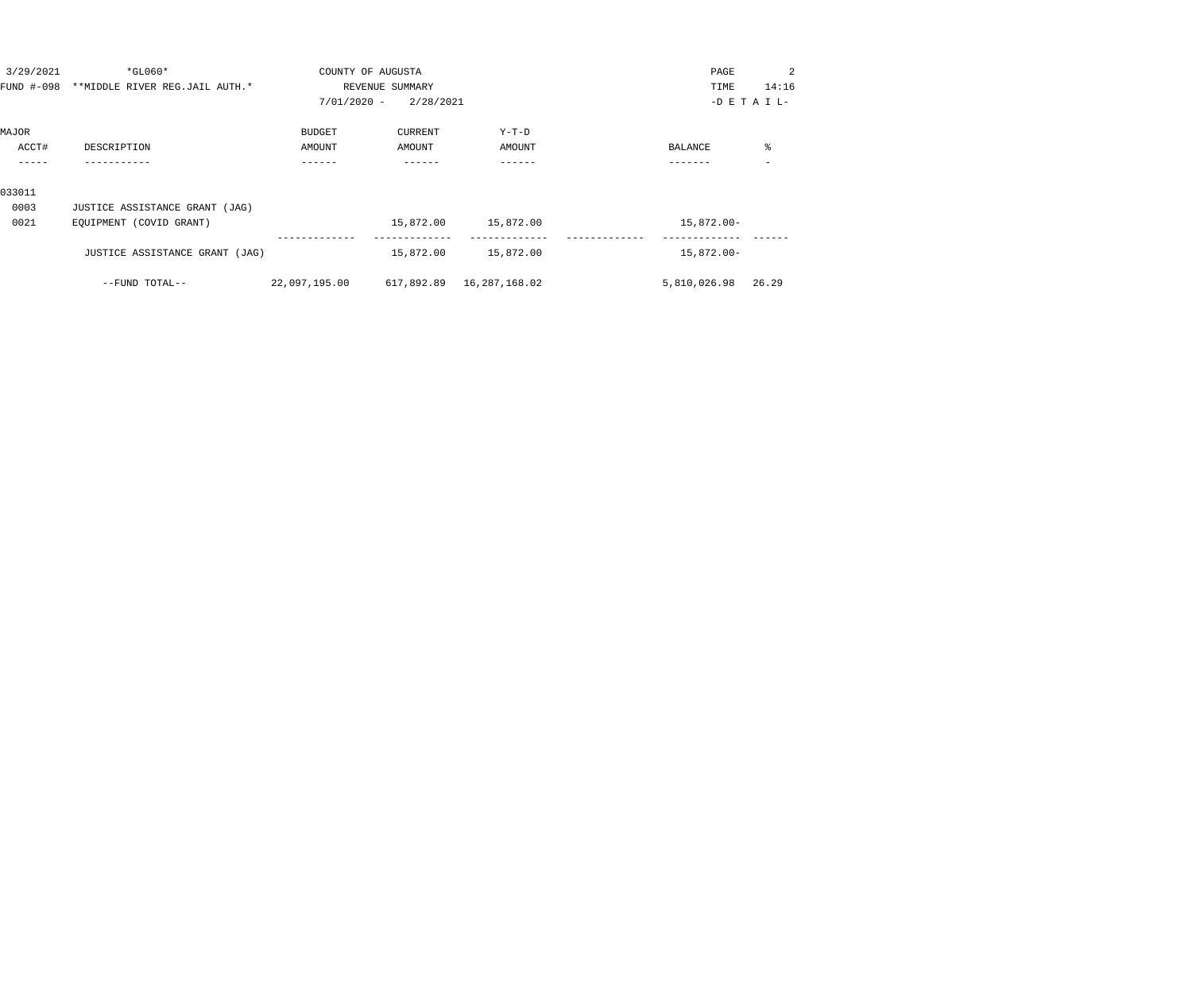3/29/2021 *GL060* COUNTY OF AUGUSTA

FUND #-098 **MIDDLE RIVER REG.JAIL AUTH.* REVENUE SUMMARY

7/01/2020 - 2/28/2021 -D E T A I L-

| MAJOR ACCT# | DESCRIPTION | BUDGET AMOUNT | CURRENT AMOUNT | Y-T-D AMOUNT | | BALANCE | % |
|---|---|---|---|---|---|---|---|
| 033011 | | | | | | | |
| 0003 | JUSTICE ASSISTANCE GRANT (JAG) | | | | | | |
| 0021 | EQUIPMENT (COVID GRANT) | | 15,872.00 | 15,872.00 | | 15,872.00- | |
| | JUSTICE ASSISTANCE GRANT (JAG) | | 15,872.00 | 15,872.00 | | 15,872.00- | |
| | --FUND TOTAL-- | 22,097,195.00 | 617,892.89 | 16,287,168.02 | | 5,810,026.98 | 26.29 |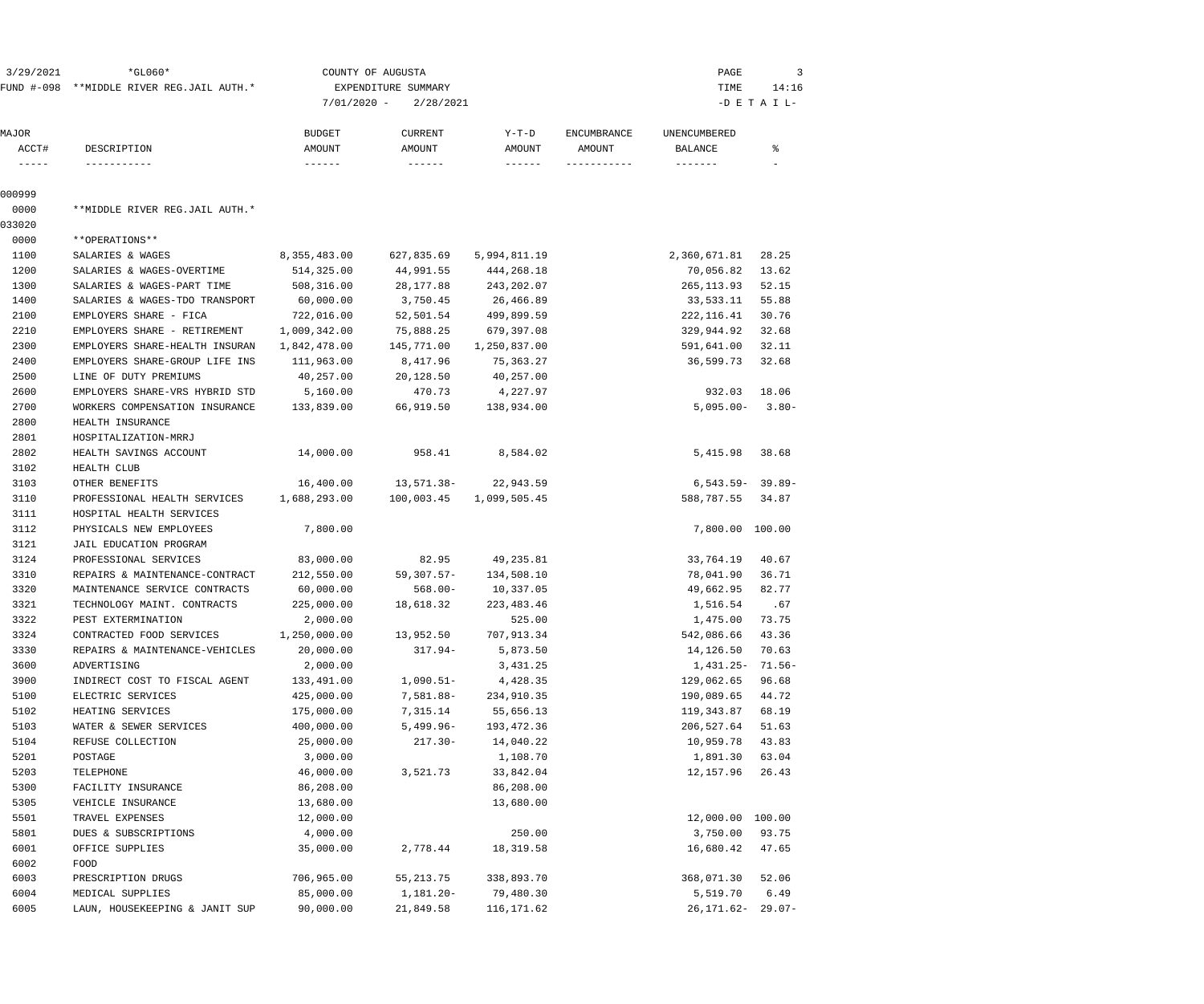3/29/2021 *GL060* COUNTY OF AUGUSTA

FUND #-098 **MIDDLE RIVER REG.JAIL AUTH.* EXPENDITURE SUMMARY TIME 14:16

7/01/2020 - 2/28/2021 -D E T A I L-

| MAJOR ACCT# | DESCRIPTION | BUDGET AMOUNT | CURRENT AMOUNT | Y-T-D AMOUNT | ENCUMBRANCE AMOUNT | UNENCUMBERED BALANCE | % |
|---|---|---|---|---|---|---|---|
| 000999 | | | | | | | |
| 0000 | **MIDDLE RIVER REG.JAIL AUTH.* | | | | | | |
| 033020 | | | | | | | |
| 0000 | **OPERATIONS** | | | | | | |
| 1100 | SALARIES & WAGES | 8,355,483.00 | 627,835.69 | 5,994,811.19 | | 2,360,671.81 | 28.25 |
| 1200 | SALARIES & WAGES-OVERTIME | 514,325.00 | 44,991.55 | 444,268.18 | | 70,056.82 | 13.62 |
| 1300 | SALARIES & WAGES-PART TIME | 508,316.00 | 28,177.88 | 243,202.07 | | 265,113.93 | 52.15 |
| 1400 | SALARIES & WAGES-TDO TRANSPORT | 60,000.00 | 3,750.45 | 26,466.89 | | 33,533.11 | 55.88 |
| 2100 | EMPLOYERS SHARE - FICA | 722,016.00 | 52,501.54 | 499,899.59 | | 222,116.41 | 30.76 |
| 2210 | EMPLOYERS SHARE - RETIREMENT | 1,009,342.00 | 75,888.25 | 679,397.08 | | 329,944.92 | 32.68 |
| 2300 | EMPLOYERS SHARE-HEALTH INSURAN | 1,842,478.00 | 145,771.00 | 1,250,837.00 | | 591,641.00 | 32.11 |
| 2400 | EMPLOYERS SHARE-GROUP LIFE INS | 111,963.00 | 8,417.96 | 75,363.27 | | 36,599.73 | 32.68 |
| 2500 | LINE OF DUTY PREMIUMS | 40,257.00 | 20,128.50 | 40,257.00 | | | |
| 2600 | EMPLOYERS SHARE-VRS HYBRID STD | 5,160.00 | 470.73 | 4,227.97 | | 932.03 | 18.06 |
| 2700 | WORKERS COMPENSATION INSURANCE | 133,839.00 | 66,919.50 | 138,934.00 | | 5,095.00- | 3.80- |
| 2800 | HEALTH INSURANCE | | | | | | |
| 2801 | HOSPITALIZATION-MRRJ | | | | | | |
| 2802 | HEALTH SAVINGS ACCOUNT | 14,000.00 | 958.41 | 8,584.02 | | 5,415.98 | 38.68 |
| 3102 | HEALTH CLUB | | | | | | |
| 3103 | OTHER BENEFITS | 16,400.00 | 13,571.38- | 22,943.59 | | 6,543.59- | 39.89- |
| 3110 | PROFESSIONAL HEALTH SERVICES | 1,688,293.00 | 100,003.45 | 1,099,505.45 | | 588,787.55 | 34.87 |
| 3111 | HOSPITAL HEALTH SERVICES | | | | | | |
| 3112 | PHYSICALS NEW EMPLOYEES | 7,800.00 | | | | 7,800.00 | 100.00 |
| 3121 | JAIL EDUCATION PROGRAM | | | | | | |
| 3124 | PROFESSIONAL SERVICES | 83,000.00 | 82.95 | 49,235.81 | | 33,764.19 | 40.67 |
| 3310 | REPAIRS & MAINTENANCE-CONTRACT | 212,550.00 | 59,307.57- | 134,508.10 | | 78,041.90 | 36.71 |
| 3320 | MAINTENANCE SERVICE CONTRACTS | 60,000.00 | 568.00- | 10,337.05 | | 49,662.95 | 82.77 |
| 3321 | TECHNOLOGY MAINT. CONTRACTS | 225,000.00 | 18,618.32 | 223,483.46 | | 1,516.54 | .67 |
| 3322 | PEST EXTERMINATION | 2,000.00 | | 525.00 | | 1,475.00 | 73.75 |
| 3324 | CONTRACTED FOOD SERVICES | 1,250,000.00 | 13,952.50 | 707,913.34 | | 542,086.66 | 43.36 |
| 3330 | REPAIRS & MAINTENANCE-VEHICLES | 20,000.00 | 317.94- | 5,873.50 | | 14,126.50 | 70.63 |
| 3600 | ADVERTISING | 2,000.00 | | 3,431.25 | | 1,431.25- | 71.56- |
| 3900 | INDIRECT COST TO FISCAL AGENT | 133,491.00 | 1,090.51- | 4,428.35 | | 129,062.65 | 96.68 |
| 5100 | ELECTRIC SERVICES | 425,000.00 | 7,581.88- | 234,910.35 | | 190,089.65 | 44.72 |
| 5102 | HEATING SERVICES | 175,000.00 | 7,315.14 | 55,656.13 | | 119,343.87 | 68.19 |
| 5103 | WATER & SEWER SERVICES | 400,000.00 | 5,499.96- | 193,472.36 | | 206,527.64 | 51.63 |
| 5104 | REFUSE COLLECTION | 25,000.00 | 217.30- | 14,040.22 | | 10,959.78 | 43.83 |
| 5201 | POSTAGE | 3,000.00 | | 1,108.70 | | 1,891.30 | 63.04 |
| 5203 | TELEPHONE | 46,000.00 | 3,521.73 | 33,842.04 | | 12,157.96 | 26.43 |
| 5300 | FACILITY INSURANCE | 86,208.00 | | 86,208.00 | | | |
| 5305 | VEHICLE INSURANCE | 13,680.00 | | 13,680.00 | | | |
| 5501 | TRAVEL EXPENSES | 12,000.00 | | | | 12,000.00 | 100.00 |
| 5801 | DUES & SUBSCRIPTIONS | 4,000.00 | | 250.00 | | 3,750.00 | 93.75 |
| 6001 | OFFICE SUPPLIES | 35,000.00 | 2,778.44 | 18,319.58 | | 16,680.42 | 47.65 |
| 6002 | FOOD | | | | | | |
| 6003 | PRESCRIPTION DRUGS | 706,965.00 | 55,213.75 | 338,893.70 | | 368,071.30 | 52.06 |
| 6004 | MEDICAL SUPPLIES | 85,000.00 | 1,181.20- | 79,480.30 | | 5,519.70 | 6.49 |
| 6005 | LAUN, HOUSEKEEPING & JANIT SUP | 90,000.00 | 21,849.58 | 116,171.62 | | 26,171.62- | 29.07- |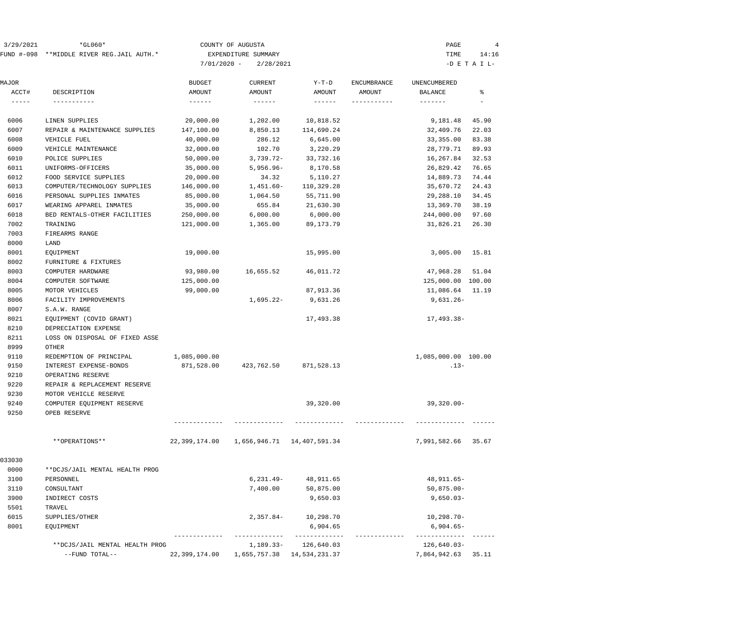3/29/2021 *GL060* COUNTY OF AUGUSTA PAGE 4
FUND #-098 **MIDDLE RIVER REG.JAIL AUTH.* EXPENDITURE SUMMARY TIME 14:16
7/01/2020 - 2/28/2021 -D E T A I L-

| MAJOR ACCT# | DESCRIPTION | BUDGET AMOUNT | CURRENT AMOUNT | Y-T-D AMOUNT | ENCUMBRANCE AMOUNT | UNENCUMBERED BALANCE | % |
|---|---|---|---|---|---|---|---|
| 6006 | LINEN SUPPLIES | 20,000.00 | 1,202.00 | 10,818.52 | | 9,181.48 | 45.90 |
| 6007 | REPAIR & MAINTENANCE SUPPLIES | 147,100.00 | 8,850.13 | 114,690.24 | | 32,409.76 | 22.03 |
| 6008 | VEHICLE FUEL | 40,000.00 | 286.12 | 6,645.00 | | 33,355.00 | 83.38 |
| 6009 | VEHICLE MAINTENANCE | 32,000.00 | 102.70 | 3,220.29 | | 28,779.71 | 89.93 |
| 6010 | POLICE SUPPLIES | 50,000.00 | 3,739.72- | 33,732.16 | | 16,267.84 | 32.53 |
| 6011 | UNIFORMS-OFFICERS | 35,000.00 | 5,956.96- | 8,170.58 | | 26,829.42 | 76.65 |
| 6012 | FOOD SERVICE SUPPLIES | 20,000.00 | 34.32 | 5,110.27 | | 14,889.73 | 74.44 |
| 6013 | COMPUTER/TECHNOLOGY SUPPLIES | 146,000.00 | 1,451.60- | 110,329.28 | | 35,670.72 | 24.43 |
| 6016 | PERSONAL SUPPLIES INMATES | 85,000.00 | 1,064.50 | 55,711.90 | | 29,288.10 | 34.45 |
| 6017 | WEARING APPAREL INMATES | 35,000.00 | 655.84 | 21,630.30 | | 13,369.70 | 38.19 |
| 6018 | BED RENTALS-OTHER FACILITIES | 250,000.00 | 6,000.00 | 6,000.00 | | 244,000.00 | 97.60 |
| 7002 | TRAINING | 121,000.00 | 1,365.00 | 89,173.79 | | 31,826.21 | 26.30 |
| 7003 | FIREARMS RANGE | | | | | | |
| 8000 | LAND | | | | | | |
| 8001 | EQUIPMENT | 19,000.00 | | 15,995.00 | | 3,005.00 | 15.81 |
| 8002 | FURNITURE & FIXTURES | | | | | | |
| 8003 | COMPUTER HARDWARE | 93,980.00 | 16,655.52 | 46,011.72 | | 47,968.28 | 51.04 |
| 8004 | COMPUTER SOFTWARE | 125,000.00 | | | | 125,000.00 | 100.00 |
| 8005 | MOTOR VEHICLES | 99,000.00 | | 87,913.36 | | 11,086.64 | 11.19 |
| 8006 | FACILITY IMPROVEMENTS | | 1,695.22- | 9,631.26 | | 9,631.26- | |
| 8007 | S.A.W. RANGE | | | | | | |
| 8021 | EQUIPMENT (COVID GRANT) | | | 17,493.38 | | 17,493.38- | |
| 8210 | DEPRECIATION EXPENSE | | | | | | |
| 8211 | LOSS ON DISPOSAL OF FIXED ASSE | | | | | | |
| 8999 | OTHER | | | | | | |
| 9110 | REDEMPTION OF PRINCIPAL | 1,085,000.00 | | | | 1,085,000.00 | 100.00 |
| 9150 | INTEREST EXPENSE-BONDS | 871,528.00 | 423,762.50 | 871,528.13 | | .13- | |
| 9210 | OPERATING RESERVE | | | | | | |
| 9220 | REPAIR & REPLACEMENT RESERVE | | | | | | |
| 9230 | MOTOR VEHICLE RESERVE | | | | | | |
| 9240 | COMPUTER EQUIPMENT RESERVE | | | 39,320.00 | | 39,320.00- | |
| 9250 | OPEB RESERVE | | | | | | |
| | **OPERATIONS** | 22,399,174.00 | 1,656,946.71 | 14,407,591.34 | | 7,991,582.66 | 35.67 |
| 033030 | | | | | | | |
| 0000 | **DCJS/JAIL MENTAL HEALTH PROG | | | | | | |
| 3100 | PERSONNEL | | 6,231.49- | 48,911.65 | | 48,911.65- | |
| 3110 | CONSULTANT | | 7,400.00 | 50,875.00 | | 50,875.00- | |
| 3900 | INDIRECT COSTS | | | 9,650.03 | | 9,650.03- | |
| 5501 | TRAVEL | | | | | | |
| 6015 | SUPPLIES/OTHER | | 2,357.84- | 10,298.70 | | 10,298.70- | |
| 8001 | EQUIPMENT | | | 6,904.65 | | 6,904.65- | |
| | **DCJS/JAIL MENTAL HEALTH PROG | | 1,189.33- | 126,640.03 | | 126,640.03- | |
| | --FUND TOTAL-- | 22,399,174.00 | 1,655,757.38 | 14,534,231.37 | | 7,864,942.63 | 35.11 |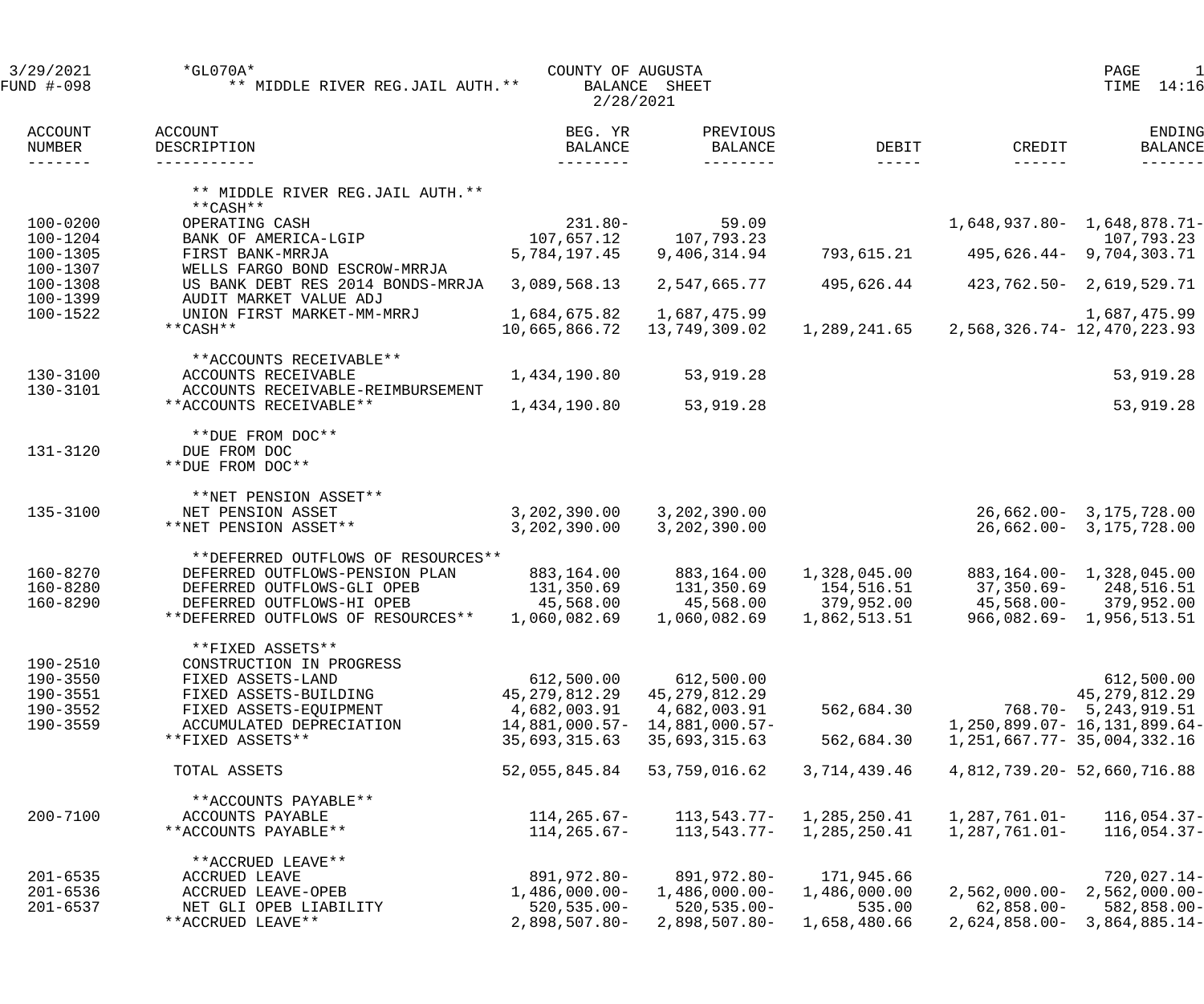3/29/2021 *GL070A* COUNTY OF AUGUSTA
FUND #-098 ** MIDDLE RIVER REG.JAIL AUTH.** BALANCE SHEET
2/28/2021

TIME 14:16

| ACCOUNT NUMBER | ACCOUNT DESCRIPTION | BEG. YR BALANCE | PREVIOUS BALANCE | DEBIT | CREDIT | ENDING BALANCE |
|---|---|---|---|---|---|---|
| | ** MIDDLE RIVER REG.JAIL AUTH.** | | | | | |
| | **CASH** | | | | | |
| 100-0200 | OPERATING CASH | 231.80- | 59.09 | | 1,648,937.80- | 1,648,878.71- |
| 100-1204 | BANK OF AMERICA-LGIP | 107,657.12 | 107,793.23 | | | 107,793.23 |
| 100-1305 | FIRST BANK-MRRJA | 5,784,197.45 | 9,406,314.94 | 793,615.21 | 495,626.44- | 9,704,303.71 |
| 100-1307 | WELLS FARGO BOND ESCROW-MRRJA | | | | | |
| 100-1308 | US BANK DEBT RES 2014 BONDS-MRRJA | 3,089,568.13 | 2,547,665.77 | 495,626.44 | 423,762.50- | 2,619,529.71 |
| 100-1399 | AUDIT MARKET VALUE ADJ | | | | | |
| 100-1522 | UNION FIRST MARKET-MM-MRRJ | 1,684,675.82 | 1,687,475.99 | | | 1,687,475.99 |
| | **CASH** | 10,665,866.72 | 13,749,309.02 | 1,289,241.65 | 2,568,326.74- | 12,470,223.93 |
| | **ACCOUNTS RECEIVABLE** | | | | | |
| 130-3100 | ACCOUNTS RECEIVABLE | 1,434,190.80 | 53,919.28 | | | 53,919.28 |
| 130-3101 | ACCOUNTS RECEIVABLE-REIMBURSEMENT | | | | | |
| | **ACCOUNTS RECEIVABLE** | 1,434,190.80 | 53,919.28 | | | 53,919.28 |
| | **DUE FROM DOC** | | | | | |
| 131-3120 | DUE FROM DOC | | | | | |
| | **DUE FROM DOC** | | | | | |
| | **NET PENSION ASSET** | | | | | |
| 135-3100 | NET PENSION ASSET | 3,202,390.00 | 3,202,390.00 | | 26,662.00- | 3,175,728.00 |
| | **NET PENSION ASSET** | 3,202,390.00 | 3,202,390.00 | | 26,662.00- | 3,175,728.00 |
| | **DEFERRED OUTFLOWS OF RESOURCES** | | | | | |
| 160-8270 | DEFERRED OUTFLOWS-PENSION PLAN | 883,164.00 | 883,164.00 | 1,328,045.00 | 883,164.00- | 1,328,045.00 |
| 160-8280 | DEFERRED OUTFLOWS-GLI OPEB | 131,350.69 | 131,350.69 | 154,516.51 | 37,350.69- | 248,516.51 |
| 160-8290 | DEFERRED OUTFLOWS-HI OPEB | 45,568.00 | 45,568.00 | 379,952.00 | 45,568.00- | 379,952.00 |
| | **DEFERRED OUTFLOWS OF RESOURCES** | 1,060,082.69 | 1,060,082.69 | 1,862,513.51 | 966,082.69- | 1,956,513.51 |
| | **FIXED ASSETS** | | | | | |
| 190-2510 | CONSTRUCTION IN PROGRESS | | | | | |
| 190-3550 | FIXED ASSETS-LAND | 612,500.00 | 612,500.00 | | | 612,500.00 |
| 190-3551 | FIXED ASSETS-BUILDING | 45,279,812.29 | 45,279,812.29 | | | 45,279,812.29 |
| 190-3552 | FIXED ASSETS-EQUIPMENT | 4,682,003.91 | 4,682,003.91 | 562,684.30 | 768.70- | 5,243,919.51 |
| 190-3559 | ACCUMULATED DEPRECIATION | 14,881,000.57- | 14,881,000.57- | | 1,250,899.07- | 16,131,899.64- |
| | **FIXED ASSETS** | 35,693,315.63 | 35,693,315.63 | 562,684.30 | 1,251,667.77- | 35,004,332.16 |
| | TOTAL ASSETS | 52,055,845.84 | 53,759,016.62 | 3,714,439.46 | 4,812,739.20- | 52,660,716.88 |
| | **ACCOUNTS PAYABLE** | | | | | |
| 200-7100 | ACCOUNTS PAYABLE | 114,265.67- | 113,543.77- | 1,285,250.41 | 1,287,761.01- | 116,054.37- |
| | **ACCOUNTS PAYABLE** | 114,265.67- | 113,543.77- | 1,285,250.41 | 1,287,761.01- | 116,054.37- |
| | **ACCRUED LEAVE** | | | | | |
| 201-6535 | ACCRUED LEAVE | 891,972.80- | 891,972.80- | 171,945.66 | | 720,027.14- |
| 201-6536 | ACCRUED LEAVE-OPEB | 1,486,000.00- | 1,486,000.00- | 1,486,000.00 | 2,562,000.00- | 2,562,000.00- |
| 201-6537 | NET GLI OPEB LIABILITY | 520,535.00- | 520,535.00- | 535.00 | 62,858.00- | 582,858.00- |
| | **ACCRUED LEAVE** | 2,898,507.80- | 2,898,507.80- | 1,658,480.66 | 2,624,858.00- | 3,864,885.14- |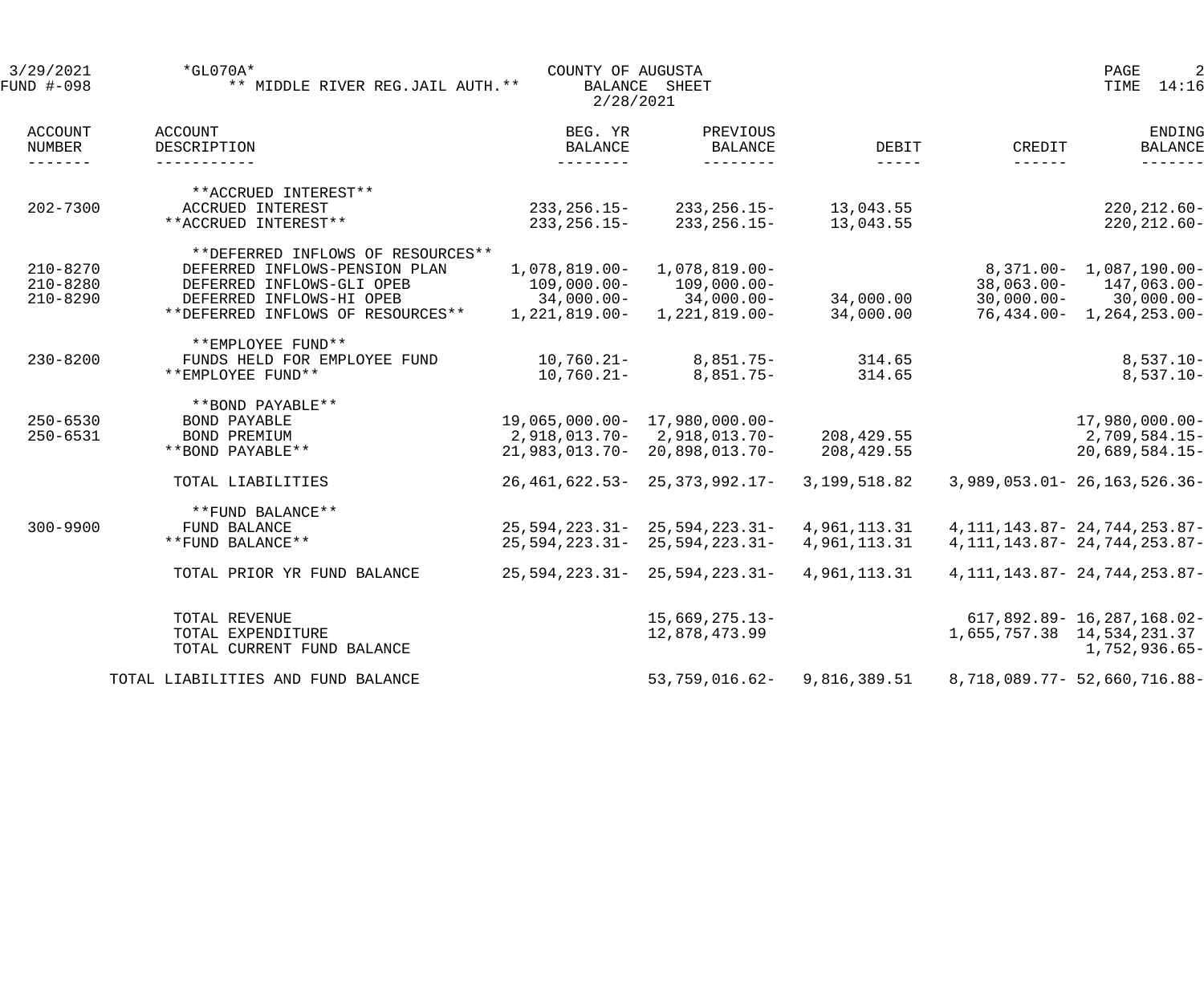3/29/2021 *GL070A* COUNTY OF AUGUSTA
FUND #-098 ** MIDDLE RIVER REG.JAIL AUTH.** BALANCE SHEET
2/28/2021

| ACCOUNT NUMBER | ACCOUNT DESCRIPTION | BEG. YR BALANCE | PREVIOUS BALANCE | DEBIT | CREDIT | ENDING BALANCE |
|---|---|---|---|---|---|---|
| | **ACCRUED INTEREST** | | | | | |
| 202-7300 | ACCRUED INTEREST | 233,256.15- | 233,256.15- | 13,043.55 | | 220,212.60- |
| | **ACCRUED INTEREST** | 233,256.15- | 233,256.15- | 13,043.55 | | 220,212.60- |
| | **DEFERRED INFLOWS OF RESOURCES** | | | | | |
| 210-8270 | DEFERRED INFLOWS-PENSION PLAN | 1,078,819.00- | 1,078,819.00- | | 8,371.00- | 1,087,190.00- |
| 210-8280 | DEFERRED INFLOWS-GLI OPEB | 109,000.00- | 109,000.00- | | 38,063.00- | 147,063.00- |
| 210-8290 | DEFERRED INFLOWS-HI OPEB | 34,000.00- | 34,000.00- | 34,000.00 | 30,000.00- | 30,000.00- |
| | **DEFERRED INFLOWS OF RESOURCES** | 1,221,819.00- | 1,221,819.00- | 34,000.00 | 76,434.00- | 1,264,253.00- |
| | **EMPLOYEE FUND** | | | | | |
| 230-8200 | FUNDS HELD FOR EMPLOYEE FUND | 10,760.21- | 8,851.75- | 314.65 | | 8,537.10- |
| | **EMPLOYEE FUND** | 10,760.21- | 8,851.75- | 314.65 | | 8,537.10- |
| | **BOND PAYABLE** | | | | | |
| 250-6530 | BOND PAYABLE | 19,065,000.00- | 17,980,000.00- | | | 17,980,000.00- |
| 250-6531 | BOND PREMIUM | 2,918,013.70- | 2,918,013.70- | 208,429.55 | | 2,709,584.15- |
| | **BOND PAYABLE** | 21,983,013.70- | 20,898,013.70- | 208,429.55 | | 20,689,584.15- |
| | TOTAL LIABILITIES | 26,461,622.53- | 25,373,992.17- | 3,199,518.82 | 3,989,053.01- | 26,163,526.36- |
| | **FUND BALANCE** | | | | | |
| 300-9900 | FUND BALANCE | 25,594,223.31- | 25,594,223.31- | 4,961,113.31 | 4,111,143.87- | 24,744,253.87- |
| | **FUND BALANCE** | 25,594,223.31- | 25,594,223.31- | 4,961,113.31 | 4,111,143.87- | 24,744,253.87- |
| | TOTAL PRIOR YR FUND BALANCE | 25,594,223.31- | 25,594,223.31- | 4,961,113.31 | 4,111,143.87- | 24,744,253.87- |
| | TOTAL REVENUE | | 15,669,275.13- | | 617,892.89- | 16,287,168.02- |
| | TOTAL EXPENDITURE | | 12,878,473.99 | | 1,655,757.38 | 14,534,231.37 |
| | TOTAL CURRENT FUND BALANCE | | | | | 1,752,936.65- |
| | TOTAL LIABILITIES AND FUND BALANCE | | 53,759,016.62- | 9,816,389.51 | 8,718,089.77- | 52,660,716.88- |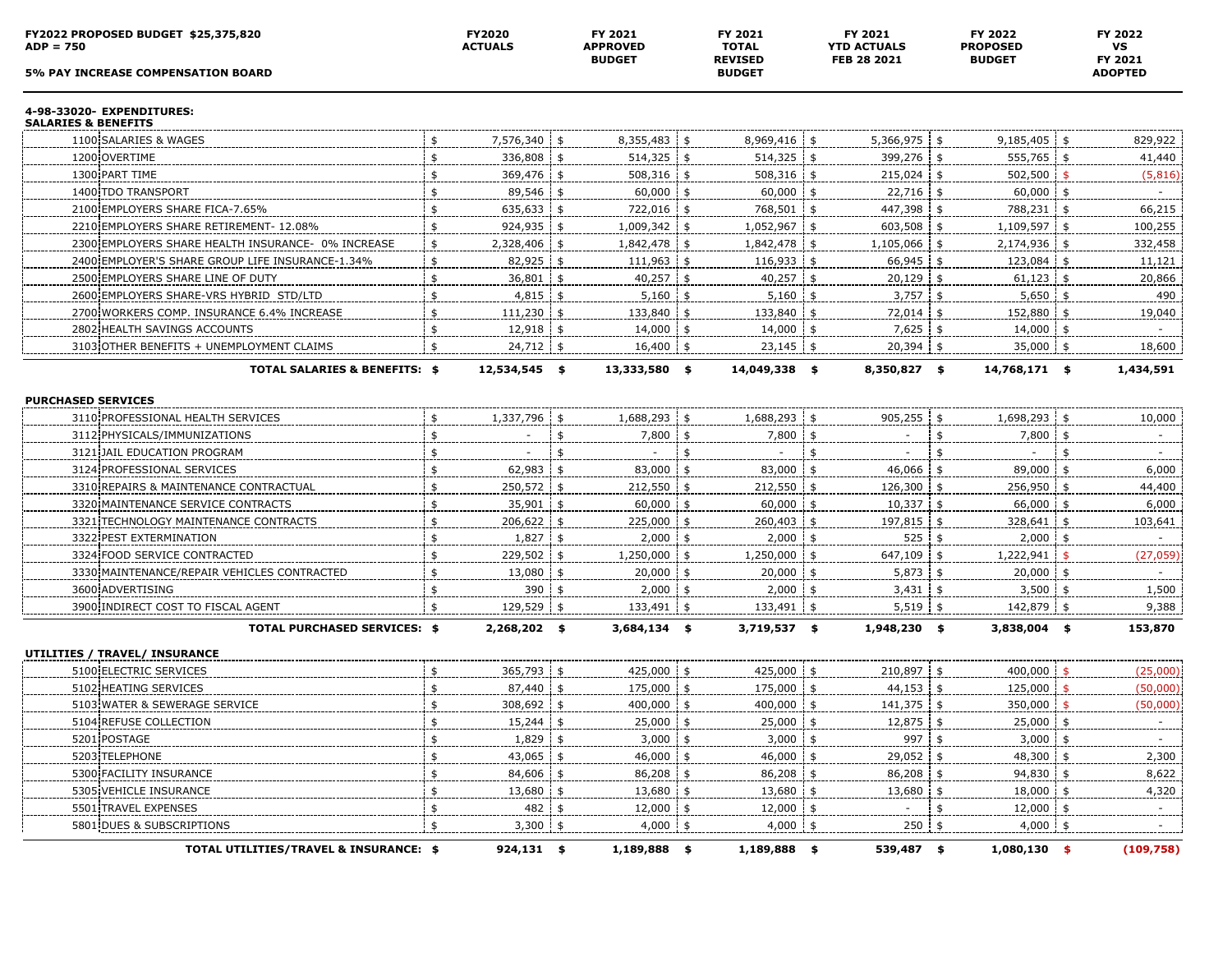**FY2022 PROPOSED BUDGET $25,375,820**
**ADP = 750**

**5% PAY INCREASE COMPENSATION BOARD**

| | | FY2020 ACTUALS | FY 2021 APPROVED BUDGET | FY 2021 TOTAL REVISED BUDGET | FY 2021 YTD ACTUALS FEB 28 2021 | FY 2022 PROPOSED BUDGET | FY 2022 VS FY 2021 ADOPTED |
|---|---|---|---|---|---|---|---|
| **4-98-33020- EXPENDITURES:** | | | | | | | |
| **SALARIES & BENEFITS** | | | | | | | |
| 1100 | SALARIES & WAGES | $ 7,576,340 | $ 8,355,483 | $ 8,969,416 | $ 5,366,975 | $ 9,185,405 | $ 829,922 |
| 1200 | OVERTIME | $ 336,808 | $ 514,325 | $ 514,325 | $ 399,276 | $ 555,765 | $ 41,440 |
| 1300 | PART TIME | $ 369,476 | $ 508,316 | $ 508,316 | $ 215,024 | $ 502,500 | $ (5,816) |
| 1400 | TDO TRANSPORT | $ 89,546 | $ 60,000 | $ 60,000 | $ 22,716 | $ 60,000 | $ - |
| 2100 | EMPLOYERS SHARE FICA-7.65% | $ 635,633 | $ 722,016 | $ 768,501 | $ 447,398 | $ 788,231 | $ 66,215 |
| 2210 | EMPLOYERS SHARE RETIREMENT- 12.08% | $ 924,935 | $ 1,009,342 | $ 1,052,967 | $ 603,508 | $ 1,109,597 | $ 100,255 |
| 2300 | EMPLOYERS SHARE HEALTH INSURANCE- 0% INCREASE | $ 2,328,406 | $ 1,842,478 | $ 1,842,478 | $ 1,105,066 | $ 2,174,936 | $ 332,458 |
| 2400 | EMPLOYER'S SHARE GROUP LIFE INSURANCE-1.34% | $ 82,925 | $ 111,963 | $ 116,933 | $ 66,945 | $ 123,084 | $ 11,121 |
| 2500 | EMPLOYERS SHARE LINE OF DUTY | $ 36,801 | $ 40,257 | $ 40,257 | $ 20,129 | $ 61,123 | $ 20,866 |
| 2600 | EMPLOYERS SHARE-VRS HYBRID STD/LTD | $ 4,815 | $ 5,160 | $ 5,160 | $ 3,757 | $ 5,650 | $ 490 |
| 2700 | WORKERS COMP. INSURANCE 6.4% INCREASE | $ 111,230 | $ 133,840 | $ 133,840 | $ 72,014 | $ 152,880 | $ 19,040 |
| 2802 | HEALTH SAVINGS ACCOUNTS | $ 12,918 | $ 14,000 | $ 14,000 | $ 7,625 | $ 14,000 | $ - |
| 3103 | OTHER BENEFITS + UNEMPLOYMENT CLAIMS | $ 24,712 | $ 16,400 | $ 23,145 | $ 20,394 | $ 35,000 | $ 18,600 |
| | **TOTAL SALARIES & BENEFITS:** | **$ 12,534,545** | **$ 13,333,580** | **$ 14,049,338** | **$ 8,350,827** | **$ 14,768,171** | **$ 1,434,591** |
| **PURCHASED SERVICES** | | | | | | | |
| 3110 | PROFESSIONAL HEALTH SERVICES | $ 1,337,796 | $ 1,688,293 | $ 1,688,293 | $ 905,255 | $ 1,698,293 | $ 10,000 |
| 3112 | PHYSICALS/IMMUNIZATIONS | $ - | $ 7,800 | $ 7,800 | $ - | $ 7,800 | $ - |
| 3121 | JAIL EDUCATION PROGRAM | $ - | $ - | $ - | $ - | $ - | $ - |
| 3124 | PROFESSIONAL SERVICES | $ 62,983 | $ 83,000 | $ 83,000 | $ 46,066 | $ 89,000 | $ 6,000 |
| 3310 | REPAIRS & MAINTENANCE CONTRACTUAL | $ 250,572 | $ 212,550 | $ 212,550 | $ 126,300 | $ 256,950 | $ 44,400 |
| 3320 | MAINTENANCE SERVICE CONTRACTS | $ 35,901 | $ 60,000 | $ 60,000 | $ 10,337 | $ 66,000 | $ 6,000 |
| 3321 | TECHNOLOGY MAINTENANCE CONTRACTS | $ 206,622 | $ 225,000 | $ 260,403 | $ 197,815 | $ 328,641 | $ 103,641 |
| 3322 | PEST EXTERMINATION | $ 1,827 | $ 2,000 | $ 2,000 | $ 525 | $ 2,000 | $ - |
| 3324 | FOOD SERVICE CONTRACTED | $ 229,502 | $ 1,250,000 | $ 1,250,000 | $ 647,109 | $ 1,222,941 | $ (27,059) |
| 3330 | MAINTENANCE/REPAIR VEHICLES CONTRACTED | $ 13,080 | $ 20,000 | $ 20,000 | $ 5,873 | $ 20,000 | $ - |
| 3600 | ADVERTISING | $ 390 | $ 2,000 | $ 2,000 | $ 3,431 | $ 3,500 | $ 1,500 |
| 3900 | INDIRECT COST TO FISCAL AGENT | $ 129,529 | $ 133,491 | $ 133,491 | $ 5,519 | $ 142,879 | $ 9,388 |
| | **TOTAL PURCHASED SERVICES:** | **$ 2,268,202** | **$ 3,684,134** | **$ 3,719,537** | **$ 1,948,230** | **$ 3,838,004** | **$ 153,870** |
| **UTILITIES / TRAVEL/ INSURANCE** | | | | | | | |
| 5100 | ELECTRIC SERVICES | $ 365,793 | $ 425,000 | $ 425,000 | $ 210,897 | $ 400,000 | $ (25,000) |
| 5102 | HEATING SERVICES | $ 87,440 | $ 175,000 | $ 175,000 | $ 44,153 | $ 125,000 | $ (50,000) |
| 5103 | WATER & SEWERAGE SERVICE | $ 308,692 | $ 400,000 | $ 400,000 | $ 141,375 | $ 350,000 | $ (50,000) |
| 5104 | REFUSE COLLECTION | $ 15,244 | $ 25,000 | $ 25,000 | $ 12,875 | $ 25,000 | $ - |
| 5201 | POSTAGE | $ 1,829 | $ 3,000 | $ 3,000 | $ 997 | $ 3,000 | $ - |
| 5203 | TELEPHONE | $ 43,065 | $ 46,000 | $ 46,000 | $ 29,052 | $ 48,300 | $ 2,300 |
| 5300 | FACILITY INSURANCE | $ 84,606 | $ 86,208 | $ 86,208 | $ 86,208 | $ 94,830 | $ 8,622 |
| 5305 | VEHICLE INSURANCE | $ 13,680 | $ 13,680 | $ 13,680 | $ 13,680 | $ 18,000 | $ 4,320 |
| 5501 | TRAVEL EXPENSES | $ 482 | $ 12,000 | $ 12,000 | $ - | $ 12,000 | $ - |
| 5801 | DUES & SUBSCRIPTIONS | $ 3,300 | $ 4,000 | $ 4,000 | $ 250 | $ 4,000 | $ - |
| | **TOTAL UTILITIES/TRAVEL & INSURANCE:** | **$ 924,131** | **$ 1,189,888** | **$ 1,189,888** | **$ 539,487** | **$ 1,080,130** | **$ (109,758)** |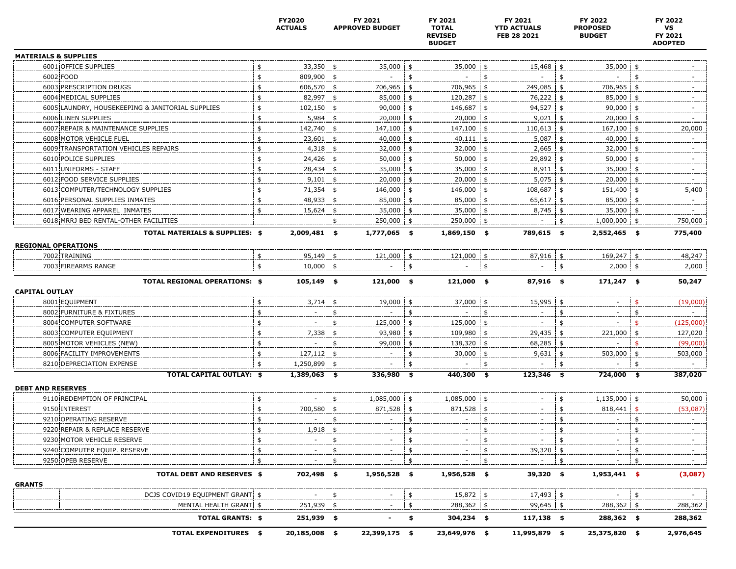| | | FY2020 ACTUALS | FY 2021 APPROVED BUDGET | FY 2021 TOTAL REVISED BUDGET | FY 2021 YTD ACTUALS FEB 28 2021 | FY 2022 PROPOSED BUDGET | FY 2022 VS FY 2021 ADOPTED |
|---|---|---|---|---|---|---|---|
| **MATERIALS & SUPPLIES** | | | | | | | |
| 6001 | OFFICE SUPPLIES | $ 33,350 | $ 35,000 | $ 35,000 | $ 15,468 | $ 35,000 | $ - |
| 6002 | FOOD | $ 809,900 | $ - | $ - | $ - | $ - | $ - |
| 6003 | PRESCRIPTION DRUGS | $ 606,570 | $ 706,965 | $ 706,965 | $ 249,085 | $ 706,965 | $ - |
| 6004 | MEDICAL SUPPLIES | $ 82,997 | $ 85,000 | $ 120,287 | $ 76,222 | $ 85,000 | $ - |
| 6005 | LAUNDRY, HOUSEKEEPING & JANITORIAL SUPPLIES | $ 102,150 | $ 90,000 | $ 146,687 | $ 94,527 | $ 90,000 | $ - |
| 6006 | LINEN SUPPLIES | $ 5,984 | $ 20,000 | $ 20,000 | $ 9,021 | $ 20,000 | $ - |
| 6007 | REPAIR & MAINTENANCE SUPPLIES | $ 142,740 | $ 147,100 | $ 147,100 | $ 110,613 | $ 167,100 | $ 20,000 |
| 6008 | MOTOR VEHICLE FUEL | $ 23,601 | $ 40,000 | $ 40,111 | $ 5,087 | $ 40,000 | $ - |
| 6009 | TRANSPORTATION VEHICLES REPAIRS | $ 4,318 | $ 32,000 | $ 32,000 | $ 2,665 | $ 32,000 | $ - |
| 6010 | POLICE SUPPLIES | $ 24,426 | $ 50,000 | $ 50,000 | $ 29,892 | $ 50,000 | $ - |
| 6011 | UNIFORMS - STAFF | $ 28,434 | $ 35,000 | $ 35,000 | $ 8,911 | $ 35,000 | $ - |
| 6012 | FOOD SERVICE SUPPLIES | $ 9,101 | $ 20,000 | $ 20,000 | $ 5,075 | $ 20,000 | $ - |
| 6013 | COMPUTER/TECHNOLOGY SUPPLIES | $ 71,354 | $ 146,000 | $ 146,000 | $ 108,687 | $ 151,400 | $ 5,400 |
| 6016 | PERSONAL SUPPLIES INMATES | $ 48,933 | $ 85,000 | $ 85,000 | $ 65,617 | $ 85,000 | $ - |
| 6017 | WEARING APPAREL INMATES | $ 15,624 | $ 35,000 | $ 35,000 | $ 8,745 | $ 35,000 | $ - |
| 6018 | MRRJ BED RENTAL-OTHER FACILITIES | | $ 250,000 | $ 250,000 | $ - | $ 1,000,000 | $ 750,000 |
| | **TOTAL MATERIALS & SUPPLIES:** | **$ 2,009,481** | **$ 1,777,065** | **$ 1,869,150** | **$ 789,615** | **$ 2,552,465** | **$ 775,400** |
| **REGIONAL OPERATIONS** | | | | | | | |
| 7002 | TRAINING | $ 95,149 | $ 121,000 | $ 121,000 | $ 87,916 | $ 169,247 | $ 48,247 |
| 7003 | FIREARMS RANGE | $ 10,000 | $ - | $ - | $ - | $ 2,000 | $ 2,000 |
| | **TOTAL REGIONAL OPERATIONS:** | **$ 105,149** | **$ 121,000** | **$ 121,000** | **$ 87,916** | **$ 171,247** | **$ 50,247** |
| **CAPITAL OUTLAY** | | | | | | | |
| 8001 | EQUIPMENT | $ 3,714 | $ 19,000 | $ 37,000 | $ 15,995 | $ - | $ (19,000) |
| 8002 | FURNITURE & FIXTURES | $ - | $ - | $ - | $ - | $ - | $ - |
| 8004 | COMPUTER SOFTWARE | $ - | $ 125,000 | $ 125,000 | $ - | $ - | $ (125,000) |
| 8003 | COMPUTER EQUIPMENT | $ 7,338 | $ 93,980 | $ 109,980 | $ 29,435 | $ 221,000 | $ 127,020 |
| 8005 | MOTOR VEHICLES (NEW) | $ - | $ 99,000 | $ 138,320 | $ 68,285 | $ - | $ (99,000) |
| 8006 | FACILITY IMPROVEMENTS | $ 127,112 | $ - | $ 30,000 | $ 9,631 | $ 503,000 | $ 503,000 |
| 8210 | DEPRECIATION EXPENSE | $ 1,250,899 | $ - | $ - | $ - | $ - | $ - |
| | **TOTAL CAPITAL OUTLAY:** | **$ 1,389,063** | **$ 336,980** | **$ 440,300** | **$ 123,346** | **$ 724,000** | **$ 387,020** |
| **DEBT AND RESERVES** | | | | | | | |
| 9110 | REDEMPTION OF PRINCIPAL | $ - | $ 1,085,000 | $ 1,085,000 | $ - | $ 1,135,000 | $ 50,000 |
| 9150 | INTEREST | $ 700,580 | $ 871,528 | $ 871,528 | $ - | $ 818,441 | $ (53,087) |
| 9210 | OPERATING RESERVE | $ - | $ - | $ - | $ - | $ - | $ - |
| 9220 | REPAIR & REPLACE RESERVE | $ 1,918 | $ - | $ - | $ - | $ - | $ - |
| 9230 | MOTOR VEHICLE RESERVE | $ - | $ - | $ - | $ - | $ - | $ - |
| 9240 | COMPUTER EQUIP. RESERVE | $ - | $ - | $ - | $ 39,320 | $ - | $ - |
| 9250 | OPEB RESERVE | $ - | $ - | $ - | $ - | $ - | $ - |
| | **TOTAL DEBT AND RESERVES** | **$ 702,498** | **$ 1,956,528** | **$ 1,956,528** | **$ 39,320** | **$ 1,953,441** | **$ (3,087)** |
| **GRANTS** | | | | | | | |
| | DCJS COVID19 EQUIPMENT GRANT | $ - | $ - | $ 15,872 | $ 17,493 | $ - | $ - |
| | MENTAL HEALTH GRANT | $ 251,939 | $ - | $ 288,362 | $ 99,645 | $ 288,362 | $ 288,362 |
| | **TOTAL GRANTS:** | **$ 251,939** | **$ -** | **$ 304,234** | **$ 117,138** | **$ 288,362** | **$ 288,362** |
| | **TOTAL EXPENDITURES** | **$ 20,185,008** | **$ 22,399,175** | **$ 23,649,976** | **$ 11,995,879** | **$ 25,375,820** | **$ 2,976,645** |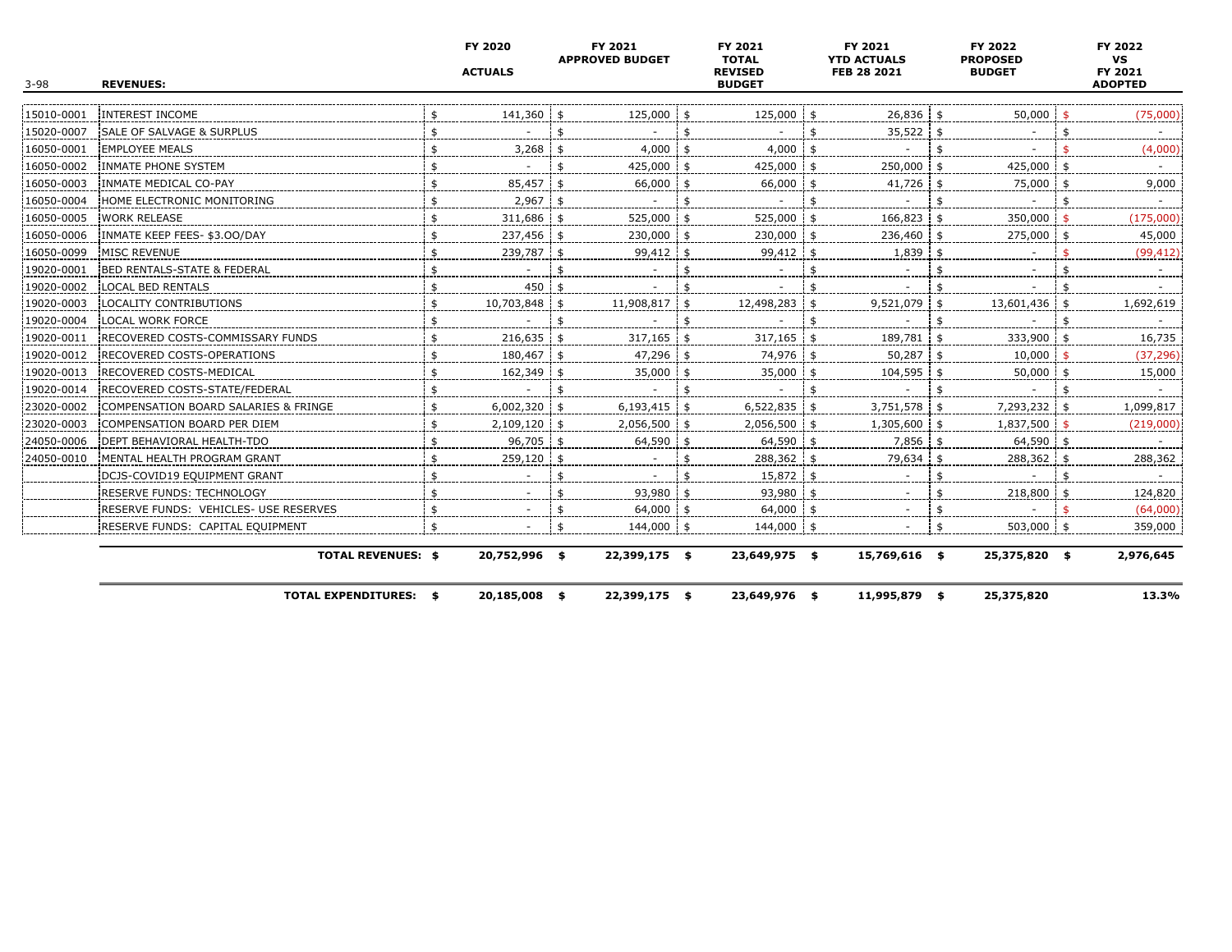| 3-98 | REVENUES: | FY 2020 ACTUALS | FY 2021 APPROVED BUDGET | FY 2021 TOTAL REVISED BUDGET | FY 2021 YTD ACTUALS FEB 28 2021 | FY 2022 PROPOSED BUDGET | FY 2022 VS FY 2021 ADOPTED |
|---|---|---|---|---|---|---|---|
| 15010-0001 | INTEREST INCOME | $ 141,360 | $ 125,000 | $ 125,000 | $ 26,836 | $ 50,000 | $ (75,000) |
| 15020-0007 | SALE OF SALVAGE & SURPLUS | $ - | $ - | $ - | $ 35,522 | $ - | $ - |
| 16050-0001 | EMPLOYEE MEALS | $ 3,268 | $ 4,000 | $ 4,000 | $ - | $ - | $ (4,000) |
| 16050-0002 | INMATE PHONE SYSTEM | $ - | $ 425,000 | $ 425,000 | $ 250,000 | $ 425,000 | $ - |
| 16050-0003 | INMATE MEDICAL CO-PAY | $ 85,457 | $ 66,000 | $ 66,000 | $ 41,726 | $ 75,000 | $ 9,000 |
| 16050-0004 | HOME ELECTRONIC MONITORING | $ 2,967 | $ - | $ - | $ - | $ - | $ - |
| 16050-0005 | WORK RELEASE | $ 311,686 | $ 525,000 | $ 525,000 | $ 166,823 | $ 350,000 | $ (175,000) |
| 16050-0006 | INMATE KEEP FEES- $3.OO/DAY | $ 237,456 | $ 230,000 | $ 230,000 | $ 236,460 | $ 275,000 | $ 45,000 |
| 16050-0099 | MISC REVENUE | $ 239,787 | $ 99,412 | $ 99,412 | $ 1,839 | $ - | $ (99,412) |
| 19020-0001 | BED RENTALS-STATE & FEDERAL | $ - | $ - | $ - | $ - | $ - | $ - |
| 19020-0002 | LOCAL BED RENTALS | $ 450 | $ - | $ - | $ - | $ - | $ - |
| 19020-0003 | LOCALITY CONTRIBUTIONS | $ 10,703,848 | $ 11,908,817 | $ 12,498,283 | $ 9,521,079 | $ 13,601,436 | $ 1,692,619 |
| 19020-0004 | LOCAL WORK FORCE | $ - | $ - | $ - | $ - | $ - | $ - |
| 19020-0011 | RECOVERED COSTS-COMMISSARY FUNDS | $ 216,635 | $ 317,165 | $ 317,165 | $ 189,781 | $ 333,900 | $ 16,735 |
| 19020-0012 | RECOVERED COSTS-OPERATIONS | $ 180,467 | $ 47,296 | $ 74,976 | $ 50,287 | $ 10,000 | $ (37,296) |
| 19020-0013 | RECOVERED COSTS-MEDICAL | $ 162,349 | $ 35,000 | $ 35,000 | $ 104,595 | $ 50,000 | $ 15,000 |
| 19020-0014 | RECOVERED COSTS-STATE/FEDERAL | $ - | $ - | $ - | $ - | $ - | $ - |
| 23020-0002 | COMPENSATION BOARD SALARIES & FRINGE | $ 6,002,320 | $ 6,193,415 | $ 6,522,835 | $ 3,751,578 | $ 7,293,232 | $ 1,099,817 |
| 23020-0003 | COMPENSATION BOARD PER DIEM | $ 2,109,120 | $ 2,056,500 | $ 2,056,500 | $ 1,305,600 | $ 1,837,500 | $ (219,000) |
| 24050-0006 | DEPT BEHAVIORAL HEALTH-TDO | $ 96,705 | $ 64,590 | $ 64,590 | $ 7,856 | $ 64,590 | $ - |
| 24050-0010 | MENTAL HEALTH PROGRAM GRANT | $ 259,120 | $ - | $ 288,362 | $ 79,634 | $ 288,362 | $ 288,362 |
| | DCJS-COVID19 EQUIPMENT GRANT | $ - | $ - | $ 15,872 | $ - | $ - | $ - |
| | RESERVE FUNDS: TECHNOLOGY | $ - | $ 93,980 | $ 93,980 | $ - | $ 218,800 | $ 124,820 |
| | RESERVE FUNDS: VEHICLES- USE RESERVES | $ - | $ 64,000 | $ 64,000 | $ - | $ - | $ (64,000) |
| | RESERVE FUNDS: CAPITAL EQUIPMENT | $ - | $ 144,000 | $ 144,000 | $ - | $ 503,000 | $ 359,000 |
| | **TOTAL REVENUES:** | **$ 20,752,996** | **$ 22,399,175** | **$ 23,649,975** | **$ 15,769,616** | **$ 25,375,820** | **$ 2,976,645** |
| | **TOTAL EXPENDITURES:** | **$ 20,185,008** | **$ 22,399,175** | **$ 23,649,976** | **$ 11,995,879** | **$ 25,375,820** | **13.3%** |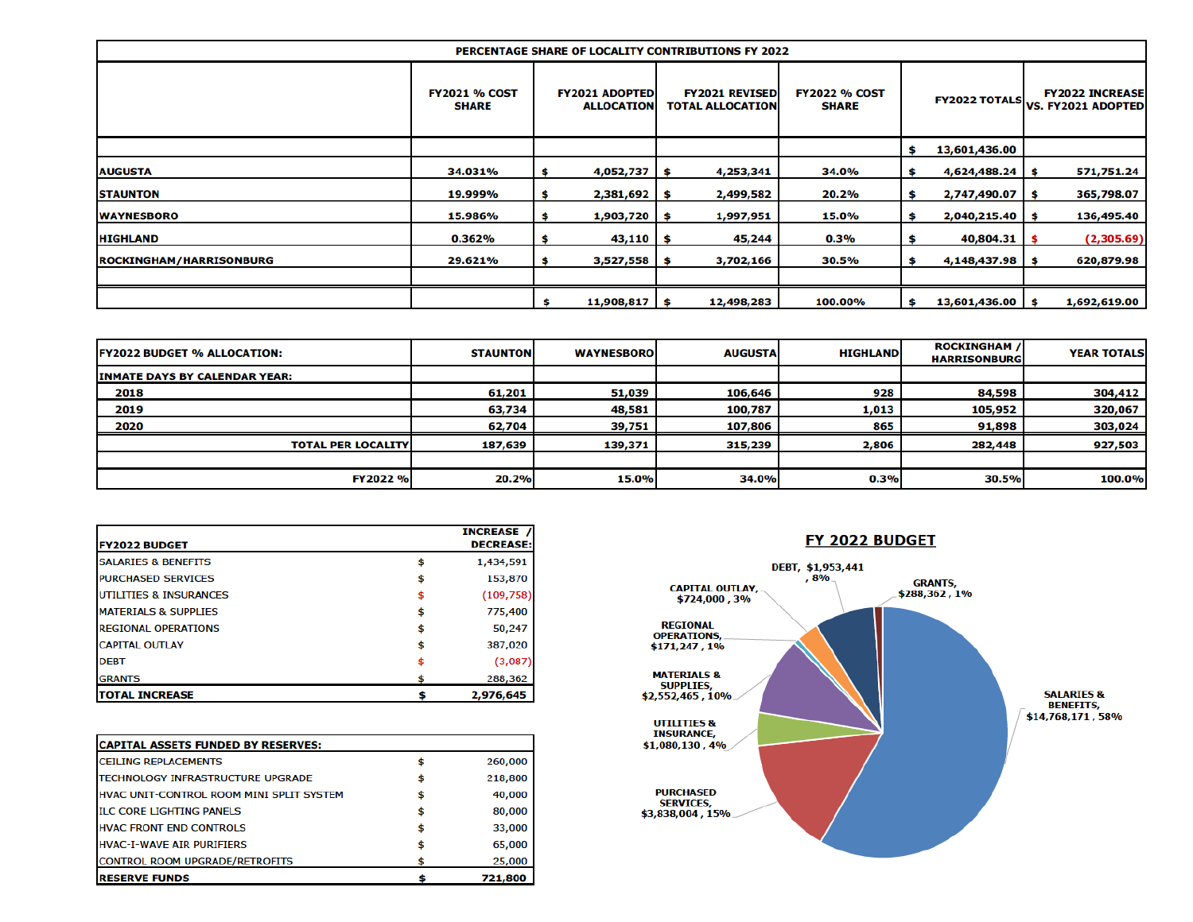| PERCENTAGE SHARE OF LOCALITY CONTRIBUTIONS FY 2022 | | | | | | |
|---|---|---|---|---|---|---|
| | FY2021 % COST SHARE | FY2021 ADOPTED ALLOCATION | FY2021 REVISED TOTAL ALLOCATION | FY2022 % COST SHARE | FY2022 TOTALS | FY2022 INCREASE VS. FY2021 ADOPTED |
| | | | | | $ 13,601,436.00 | |
| AUGUSTA | 34.031% | $ 4,052,737 | $ 4,253,341 | 34.0% | $ 4,624,488.24 | $ 571,751.24 |
| STAUNTON | 19.999% | $ 2,381,692 | $ 2,499,582 | 20.2% | $ 2,747,490.07 | $ 365,798.07 |
| WAYNESBORO | 15.986% | $ 1,903,720 | $ 1,997,951 | 15.0% | $ 2,040,215.40 | $ 136,495.40 |
| HIGHLAND | 0.362% | $ 43,110 | $ 45,244 | 0.3% | $ 40,804.31 | $ (2,305.69) |
| ROCKINGHAM/HARRISONBURG | 29.621% | $ 3,527,558 | $ 3,702,166 | 30.5% | $ 4,148,437.98 | $ 620,879.98 |
| | | | | | | |
| | | $ 11,908,817 | $ 12,498,283 | 100.00% | $ 13,601,436.00 | $ 1,692,619.00 |

| FY2022 BUDGET % ALLOCATION: | STAUNTON | WAYNESBORO | AUGUSTA | HIGHLAND | ROCKINGHAM / HARRISONBURG | YEAR TOTALS |
|---|---|---|---|---|---|---|
| INMATE DAYS BY CALENDAR YEAR: | | | | | | |
| 2018 | 61,201 | 51,039 | 106,646 | 928 | 84,598 | 304,412 |
| 2019 | 63,734 | 48,581 | 100,787 | 1,013 | 105,952 | 320,067 |
| 2020 | 62,704 | 39,751 | 107,806 | 865 | 91,898 | 303,024 |
| TOTAL PER LOCALITY | 187,639 | 139,371 | 315,239 | 2,806 | 282,448 | 927,503 |
| | | | | | | |
| FY2022 % | 20.2% | 15.0% | 34.0% | 0.3% | 30.5% | 100.0% |

| FY2022 BUDGET | INCREASE / DECREASE: |
|---|---|
| SALARIES & BENEFITS | $ 1,434,591 |
| PURCHASED SERVICES | $ 153,870 |
| UTILITIES & INSURANCES | $ (109,758) |
| MATERIALS & SUPPLIES | $ 775,400 |
| REGIONAL OPERATIONS | $ 50,247 |
| CAPITAL OUTLAY | $ 387,020 |
| DEBT | $ (3,087) |
| GRANTS | $ 288,362 |
| TOTAL INCREASE | $ 2,976,645 |

| CAPITAL ASSETS FUNDED BY RESERVES: | |
|---|---|
| CEILING REPLACEMENTS | $ 260,000 |
| TECHNOLOGY INFRASTRUCTURE UPGRADE | $ 218,800 |
| HVAC UNIT-CONTROL ROOM MINI SPLIT SYSTEM | $ 40,000 |
| ILC CORE LIGHTING PANELS | $ 80,000 |
| HVAC FRONT END CONTROLS | $ 33,000 |
| HVAC-I-WAVE AIR PURIFIERS | $ 65,000 |
| CONTROL ROOM UPGRADE/RETROFITS | $ 25,000 |
| RESERVE FUNDS | $ 721,800 |

## FY 2022 BUDGET

- SALARIES & BENEFITS, $14,768,171, 58%
- PURCHASED SERVICES, $3,838,004, 15%
- UTILITIES & INSURANCE, $1,080,130, 4%
- MATERIALS & SUPPLIES, $2,552,465, 10%
- REGIONAL OPERATIONS, $171,247, 1%
- CAPITAL OUTLAY, $724,000, 3%
- DEBT, $1,953,441, 8%
- GRANTS, $288,362, 1%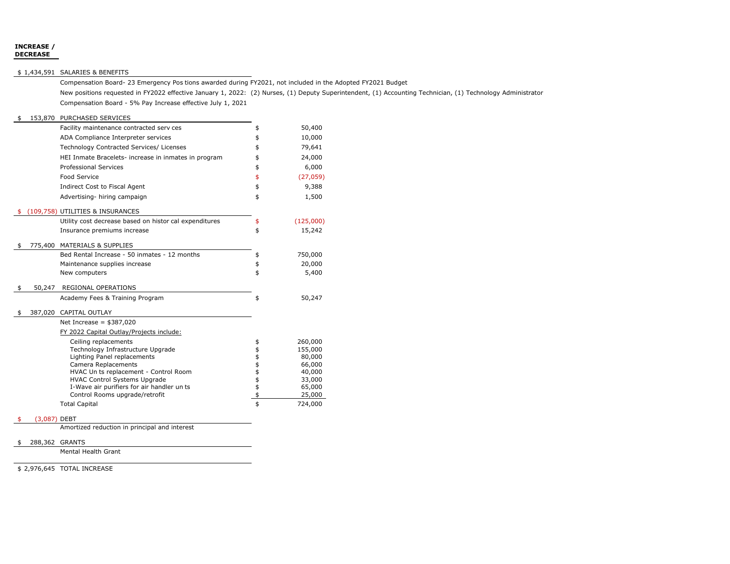**INCREASE / DECREASE**

| INCREASE / DECREASE | Description | | Amount |
|---|---|---|---|
| $ 1,434,591 | SALARIES & BENEFITS | | |
| | Compensation Board- 23 Emergency Pos tions awarded during FY2021, not included in the Adopted FY2021 Budget | | |
| | New positions requested in FY2022 effective January 1, 2022: (2) Nurses, (1) Deputy Superintendent, (1) Accounting Technician, (1) Technology Administrator | | |
| | Compensation Board - 5% Pay Increase effective July 1, 2021 | | |
| $ 153,870 | PURCHASED SERVICES | | |
| | Facility maintenance contracted serv ces | $ | 50,400 |
| | ADA Compliance Interpreter services | $ | 10,000 |
| | Technology Contracted Services/ Licenses | $ | 79,641 |
| | HEI Inmate Bracelets- increase in inmates in program | $ | 24,000 |
| | Professional Services | $ | 6,000 |
| | Food Service | $ | (27,059) |
| | Indirect Cost to Fiscal Agent | $ | 9,388 |
| | Advertising- hiring campaign | $ | 1,500 |
| $ (109,758) | UTILITIES & INSURANCES | | |
| | Utility cost decrease based on histor cal expenditures | $ | (125,000) |
| | Insurance premiums increase | $ | 15,242 |
| $ 775,400 | MATERIALS & SUPPLIES | | |
| | Bed Rental Increase - 50 inmates - 12 months | $ | 750,000 |
| | Maintenance supplies increase | $ | 20,000 |
| | New computers | $ | 5,400 |
| $ 50,247 | REGIONAL OPERATIONS | | |
| | Academy Fees & Training Program | $ | 50,247 |
| $ 387,020 | CAPITAL OUTLAY | | |
| | Net Increase = $387,020 | | |
| | FY 2022 Capital Outlay/Projects include: | | |
| | Ceiling replacements | $ | 260,000 |
| | Technology Infrastructure Upgrade | $ | 155,000 |
| | Lighting Panel replacements | $ | 80,000 |
| | Camera Replacements | $ | 66,000 |
| | HVAC Un ts replacement - Control Room | $ | 40,000 |
| | HVAC Control Systems Upgrade | $ | 33,000 |
| | I-Wave air purifiers for air handler un ts | $ | 65,000 |
| | Control Rooms upgrade/retrofit | $ | 25,000 |
| | Total Capital | $ | 724,000 |
| $ (3,087) | DEBT | | |
| | Amortized reduction in principal and interest | | |
| $ 288,362 | GRANTS | | |
| | Mental Health Grant | | |
| $ 2,976,645 | TOTAL INCREASE | | |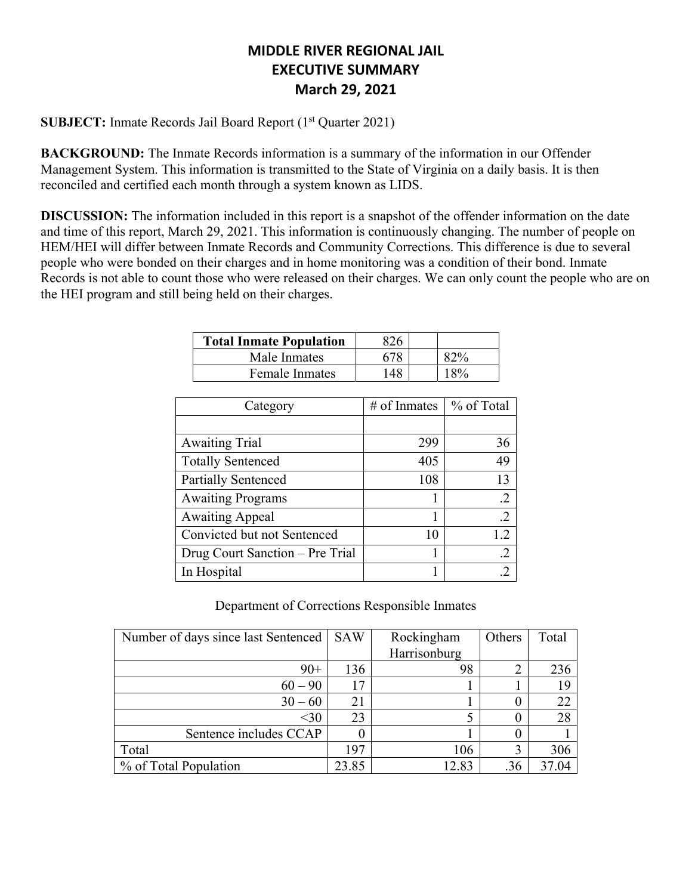# MIDDLE RIVER REGIONAL JAIL
# EXECUTIVE SUMMARY
# March 29, 2021

**SUBJECT:** Inmate Records Jail Board Report (1st Quarter 2021)

**BACKGROUND:** The Inmate Records information is a summary of the information in our Offender Management System. This information is transmitted to the State of Virginia on a daily basis. It is then reconciled and certified each month through a system known as LIDS.

**DISCUSSION:** The information included in this report is a snapshot of the offender information on the date and time of this report, March 29, 2021. This information is continuously changing. The number of people on HEM/HEI will differ between Inmate Records and Community Corrections. This difference is due to several people who were bonded on their charges and in home monitoring was a condition of their bond. Inmate Records is not able to count those who were released on their charges. We can only count the people who are on the HEI program and still being held on their charges.

| **Total Inmate Population** | 826 | | |
|---|---|---|---|
| Male Inmates | 678 | | 82% |
| Female Inmates | 148 | | 18% |

| Category | # of Inmates | % of Total |
|---|---|---|
| | | |
| Awaiting Trial | 299 | 36 |
| Totally Sentenced | 405 | 49 |
| Partially Sentenced | 108 | 13 |
| Awaiting Programs | 1 | .2 |
| Awaiting Appeal | 1 | .2 |
| Convicted but not Sentenced | 10 | 1.2 |
| Drug Court Sanction – Pre Trial | 1 | .2 |
| In Hospital | 1 | .2 |

Department of Corrections Responsible Inmates

| Number of days since last Sentenced | SAW | Rockingham Harrisonburg | Others | Total |
|---|---|---|---|---|
| 90+ | 136 | 98 | 2 | 236 |
| 60 – 90 | 17 | 1 | 1 | 19 |
| 30 – 60 | 21 | 1 | 0 | 22 |
| <30 | 23 | 5 | 0 | 28 |
| Sentence includes CCAP | 0 | 1 | 0 | 1 |
| Total | 197 | 106 | 3 | 306 |
| % of Total Population | 23.85 | 12.83 | .36 | 37.04 |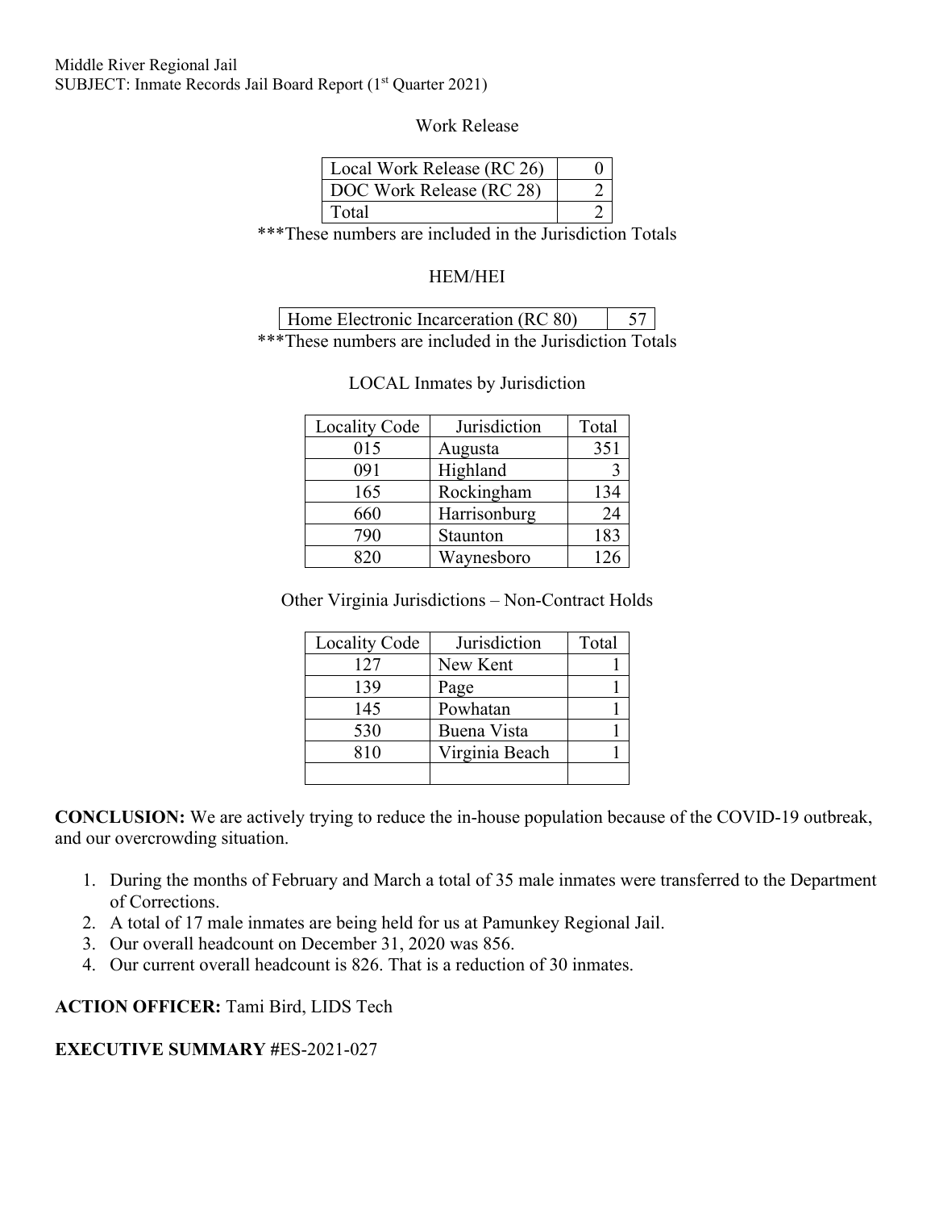Middle River Regional Jail
SUBJECT: Inmate Records Jail Board Report (1st Quarter 2021)

Work Release

| Local Work Release (RC 26) | 0 |
|---|---|
| DOC Work Release (RC 28) | 2 |
| Total | 2 |

***These numbers are included in the Jurisdiction Totals

HEM/HEI

| Home Electronic Incarceration (RC 80) | 57 |
|---|---|

***These numbers are included in the Jurisdiction Totals

LOCAL Inmates by Jurisdiction

| Locality Code | Jurisdiction | Total |
|---|---|---|
| 015 | Augusta | 351 |
| 091 | Highland | 3 |
| 165 | Rockingham | 134 |
| 660 | Harrisonburg | 24 |
| 790 | Staunton | 183 |
| 820 | Waynesboro | 126 |

Other Virginia Jurisdictions – Non-Contract Holds

| Locality Code | Jurisdiction | Total |
|---|---|---|
| 127 | New Kent | 1 |
| 139 | Page | 1 |
| 145 | Powhatan | 1 |
| 530 | Buena Vista | 1 |
| 810 | Virginia Beach | 1 |
| | | |

**CONCLUSION:** We are actively trying to reduce the in-house population because of the COVID-19 outbreak, and our overcrowding situation.

1. During the months of February and March a total of 35 male inmates were transferred to the Department of Corrections.
2. A total of 17 male inmates are being held for us at Pamunkey Regional Jail.
3. Our overall headcount on December 31, 2020 was 856.
4. Our current overall headcount is 826. That is a reduction of 30 inmates.

**ACTION OFFICER:** Tami Bird, LIDS Tech

**EXECUTIVE SUMMARY #**ES-2021-027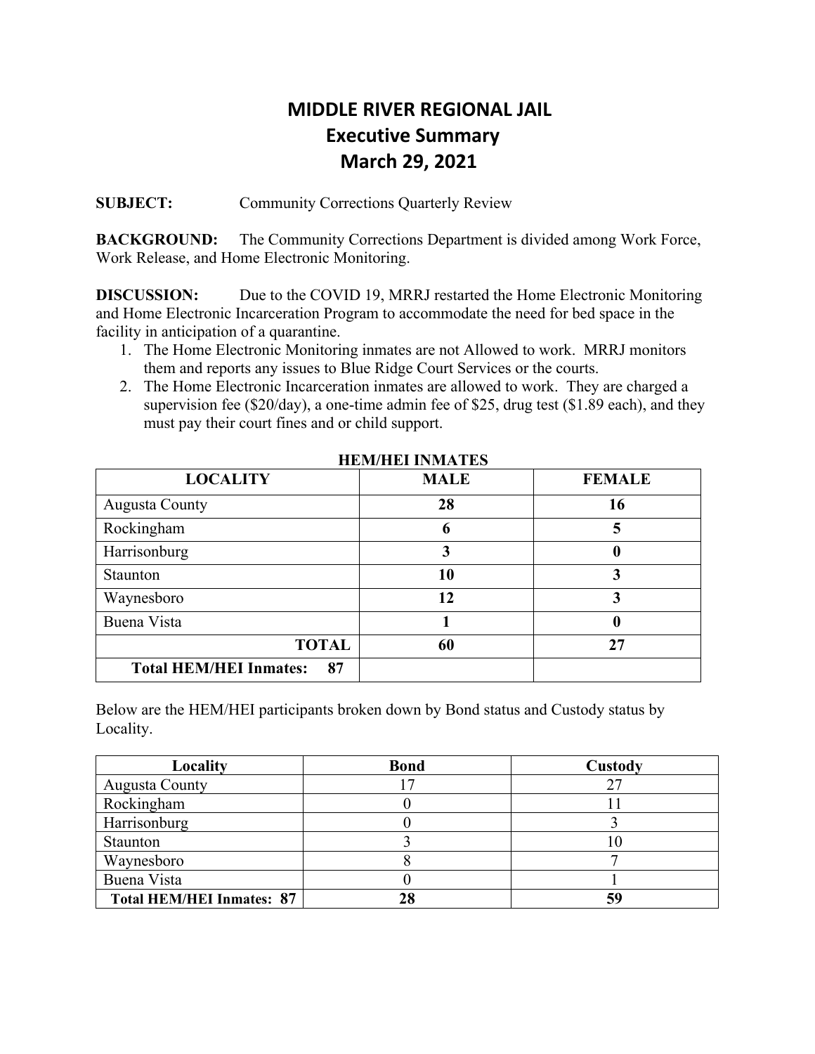# MIDDLE RIVER REGIONAL JAIL
## Executive Summary
## March 29, 2021

**SUBJECT:** Community Corrections Quarterly Review

**BACKGROUND:** The Community Corrections Department is divided among Work Force, Work Release, and Home Electronic Monitoring.

**DISCUSSION:** Due to the COVID 19, MRRJ restarted the Home Electronic Monitoring and Home Electronic Incarceration Program to accommodate the need for bed space in the facility in anticipation of a quarantine.

1. The Home Electronic Monitoring inmates are not Allowed to work. MRRJ monitors them and reports any issues to Blue Ridge Court Services or the courts.
2. The Home Electronic Incarceration inmates are allowed to work. They are charged a supervision fee ($20/day), a one-time admin fee of $25, drug test ($1.89 each), and they must pay their court fines and or child support.

**HEM/HEI INMATES**

| LOCALITY | MALE | FEMALE |
|---|---|---|
| Augusta County | **28** | **16** |
| Rockingham | **6** | **5** |
| Harrisonburg | **3** | **0** |
| Staunton | **10** | **3** |
| Waynesboro | **12** | **3** |
| Buena Vista | **1** | **0** |
| **TOTAL** | **60** | **27** |
| **Total HEM/HEI Inmates: 87** | | |

Below are the HEM/HEI participants broken down by Bond status and Custody status by Locality.

| Locality | Bond | Custody |
|---|---|---|
| Augusta County | 17 | 27 |
| Rockingham | 0 | 11 |
| Harrisonburg | 0 | 3 |
| Staunton | 3 | 10 |
| Waynesboro | 8 | 7 |
| Buena Vista | 0 | 1 |
| **Total HEM/HEI Inmates: 87** | **28** | **59** |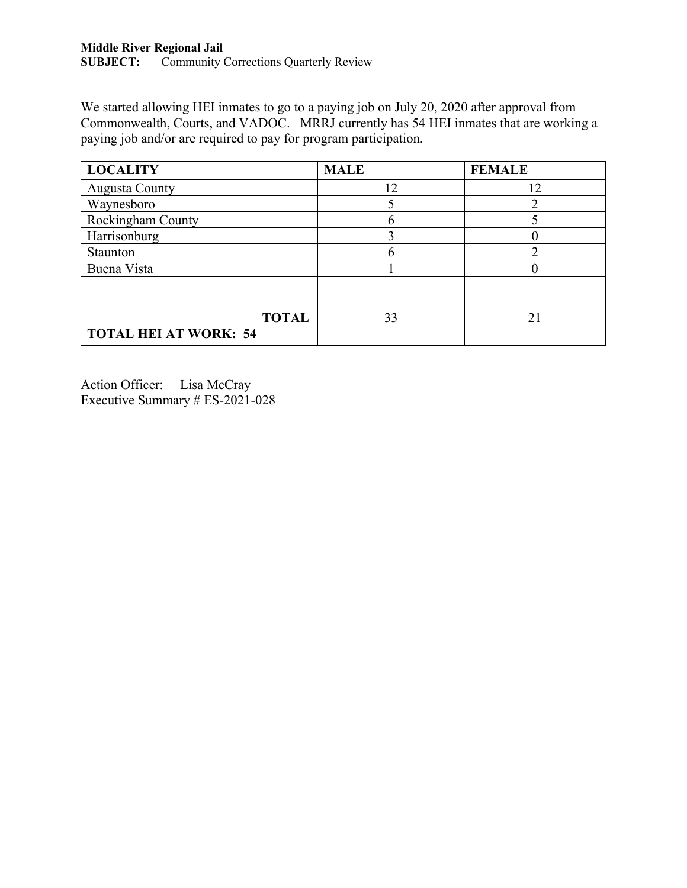**Middle River Regional Jail**
**SUBJECT:** Community Corrections Quarterly Review

We started allowing HEI inmates to go to a paying job on July 20, 2020 after approval from Commonwealth, Courts, and VADOC. MRRJ currently has 54 HEI inmates that are working a paying job and/or are required to pay for program participation.

| **LOCALITY** | **MALE** | **FEMALE** |
|---|---|---|
| Augusta County | 12 | 12 |
| Waynesboro | 5 | 2 |
| Rockingham County | 6 | 5 |
| Harrisonburg | 3 | 0 |
| Staunton | 6 | 2 |
| Buena Vista | 1 | 0 |
| | | |
| | | |
| **TOTAL** | 33 | 21 |
| **TOTAL HEI AT WORK: 54** | | |

Action Officer: Lisa McCray
Executive Summary # ES-2021-028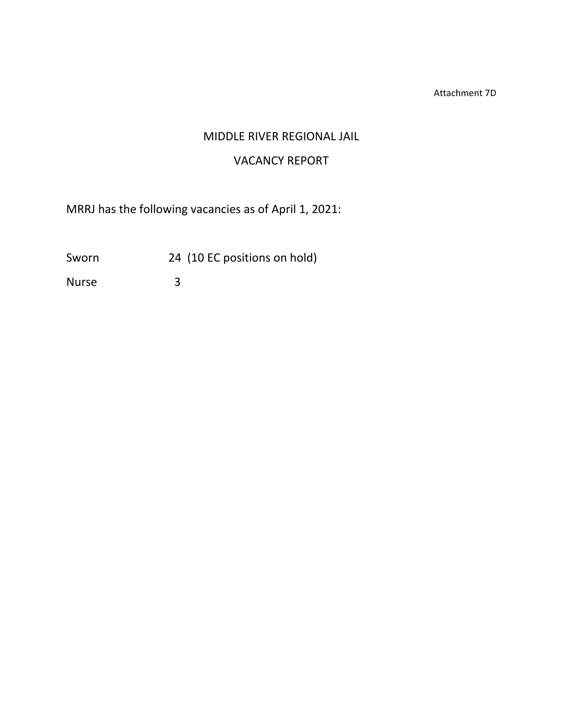Attachment 7D

# MIDDLE RIVER REGIONAL JAIL

## VACANCY REPORT

MRRJ has the following vacancies as of April 1, 2021:

| | |
|---|---|
| Sworn | 24 (10 EC positions on hold) |
| Nurse | 3 |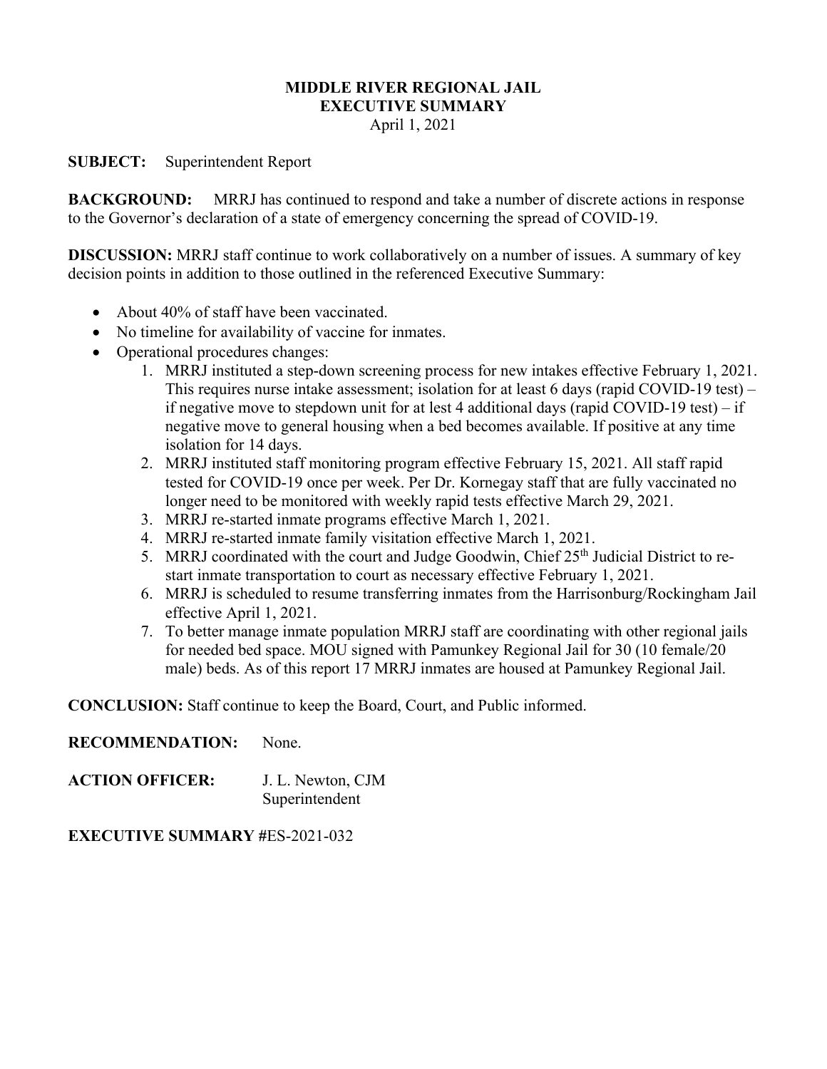**MIDDLE RIVER REGIONAL JAIL**
**EXECUTIVE SUMMARY**
April 1, 2021

**SUBJECT:** Superintendent Report

**BACKGROUND:** MRRJ has continued to respond and take a number of discrete actions in response to the Governor's declaration of a state of emergency concerning the spread of COVID-19.

**DISCUSSION:** MRRJ staff continue to work collaboratively on a number of issues. A summary of key decision points in addition to those outlined in the referenced Executive Summary:

- About 40% of staff have been vaccinated.
- No timeline for availability of vaccine for inmates.
- Operational procedures changes:
    1. MRRJ instituted a step-down screening process for new intakes effective February 1, 2021. This requires nurse intake assessment; isolation for at least 6 days (rapid COVID-19 test) – if negative move to stepdown unit for at lest 4 additional days (rapid COVID-19 test) – if negative move to general housing when a bed becomes available. If positive at any time isolation for 14 days.
    2. MRRJ instituted staff monitoring program effective February 15, 2021. All staff rapid tested for COVID-19 once per week. Per Dr. Kornegay staff that are fully vaccinated no longer need to be monitored with weekly rapid tests effective March 29, 2021.
    3. MRRJ re-started inmate programs effective March 1, 2021.
    4. MRRJ re-started inmate family visitation effective March 1, 2021.
    5. MRRJ coordinated with the court and Judge Goodwin, Chief 25th Judicial District to re-start inmate transportation to court as necessary effective February 1, 2021.
    6. MRRJ is scheduled to resume transferring inmates from the Harrisonburg/Rockingham Jail effective April 1, 2021.
    7. To better manage inmate population MRRJ staff are coordinating with other regional jails for needed bed space. MOU signed with Pamunkey Regional Jail for 30 (10 female/20 male) beds. As of this report 17 MRRJ inmates are housed at Pamunkey Regional Jail.

**CONCLUSION:** Staff continue to keep the Board, Court, and Public informed.

**RECOMMENDATION:** None.

**ACTION OFFICER:** J. L. Newton, CJM
Superintendent

**EXECUTIVE SUMMARY** #ES-2021-032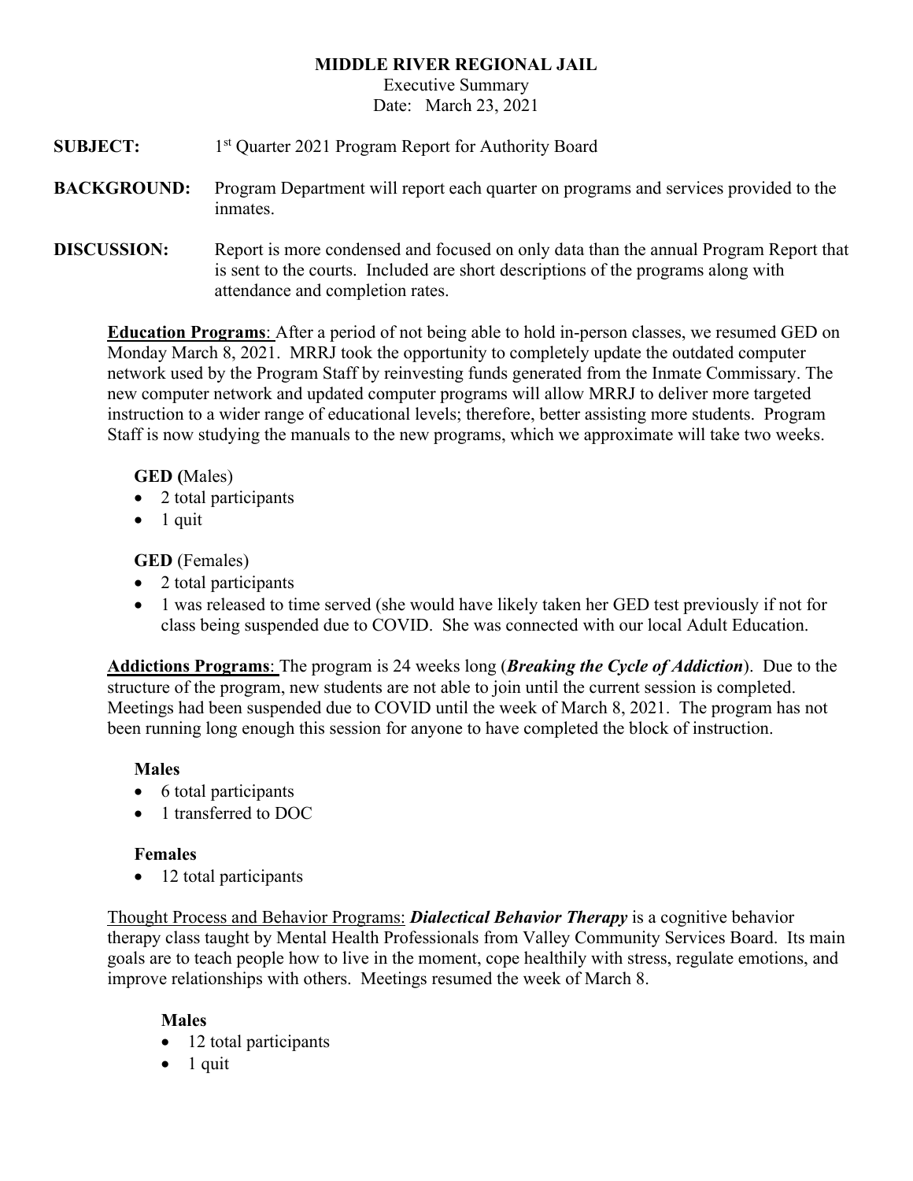**MIDDLE RIVER REGIONAL JAIL**

Executive Summary

Date: March 23, 2021

**SUBJECT:** 1st Quarter 2021 Program Report for Authority Board

**BACKGROUND:** Program Department will report each quarter on programs and services provided to the inmates.

**DISCUSSION:** Report is more condensed and focused on only data than the annual Program Report that is sent to the courts. Included are short descriptions of the programs along with attendance and completion rates.

**Education Programs**: After a period of not being able to hold in-person classes, we resumed GED on Monday March 8, 2021. MRRJ took the opportunity to completely update the outdated computer network used by the Program Staff by reinvesting funds generated from the Inmate Commissary. The new computer network and updated computer programs will allow MRRJ to deliver more targeted instruction to a wider range of educational levels; therefore, better assisting more students. Program Staff is now studying the manuals to the new programs, which we approximate will take two weeks.

**GED (**Males)

- 2 total participants
- 1 quit

**GED** (Females)

- 2 total participants
- 1 was released to time served (she would have likely taken her GED test previously if not for class being suspended due to COVID. She was connected with our local Adult Education.

**Addictions Programs**: The program is 24 weeks long (***Breaking the Cycle of Addiction***). Due to the structure of the program, new students are not able to join until the current session is completed. Meetings had been suspended due to COVID until the week of March 8, 2021. The program has not been running long enough this session for anyone to have completed the block of instruction.

**Males**

- 6 total participants
- 1 transferred to DOC

**Females**

- 12 total participants

Thought Process and Behavior Programs: ***Dialectical Behavior Therapy*** is a cognitive behavior therapy class taught by Mental Health Professionals from Valley Community Services Board. Its main goals are to teach people how to live in the moment, cope healthily with stress, regulate emotions, and improve relationships with others. Meetings resumed the week of March 8.

**Males**

- 12 total participants
- 1 quit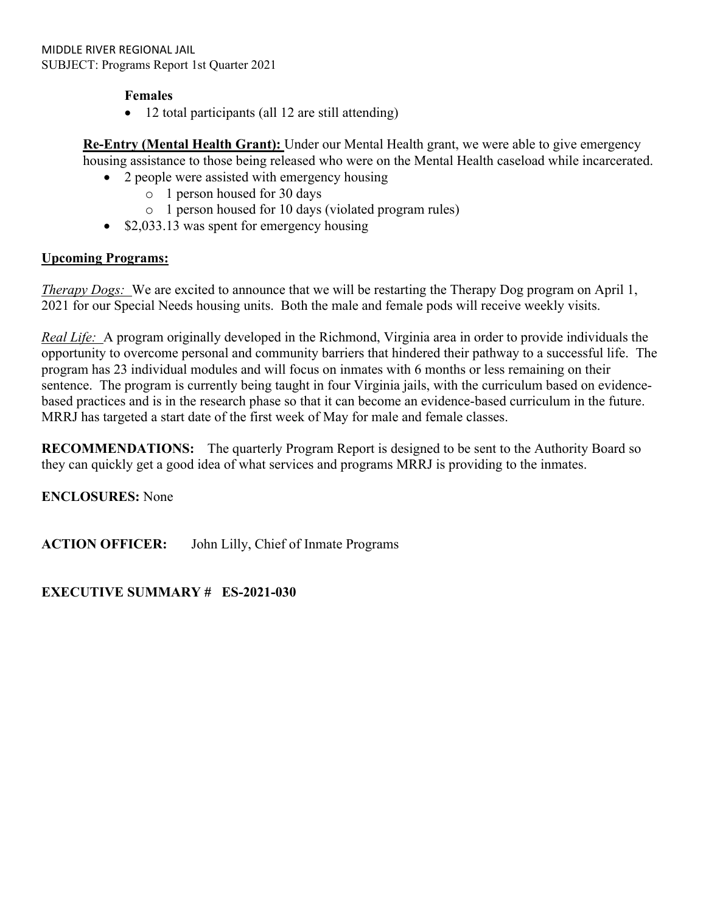**Females**

- 12 total participants (all 12 are still attending)

**Re-Entry (Mental Health Grant):** Under our Mental Health grant, we were able to give emergency housing assistance to those being released who were on the Mental Health caseload while incarcerated.

- 2 people were assisted with emergency housing
  - 1 person housed for 30 days
  - 1 person housed for 10 days (violated program rules)
- $2,033.13 was spent for emergency housing

**Upcoming Programs:**

*Therapy Dogs:* We are excited to announce that we will be restarting the Therapy Dog program on April 1, 2021 for our Special Needs housing units. Both the male and female pods will receive weekly visits.

*Real Life:* A program originally developed in the Richmond, Virginia area in order to provide individuals the opportunity to overcome personal and community barriers that hindered their pathway to a successful life. The program has 23 individual modules and will focus on inmates with 6 months or less remaining on their sentence. The program is currently being taught in four Virginia jails, with the curriculum based on evidence-based practices and is in the research phase so that it can become an evidence-based curriculum in the future. MRRJ has targeted a start date of the first week of May for male and female classes.

**RECOMMENDATIONS:** The quarterly Program Report is designed to be sent to the Authority Board so they can quickly get a good idea of what services and programs MRRJ is providing to the inmates.

**ENCLOSURES:** None

**ACTION OFFICER:** John Lilly, Chief of Inmate Programs

**EXECUTIVE SUMMARY # ES-2021-030**